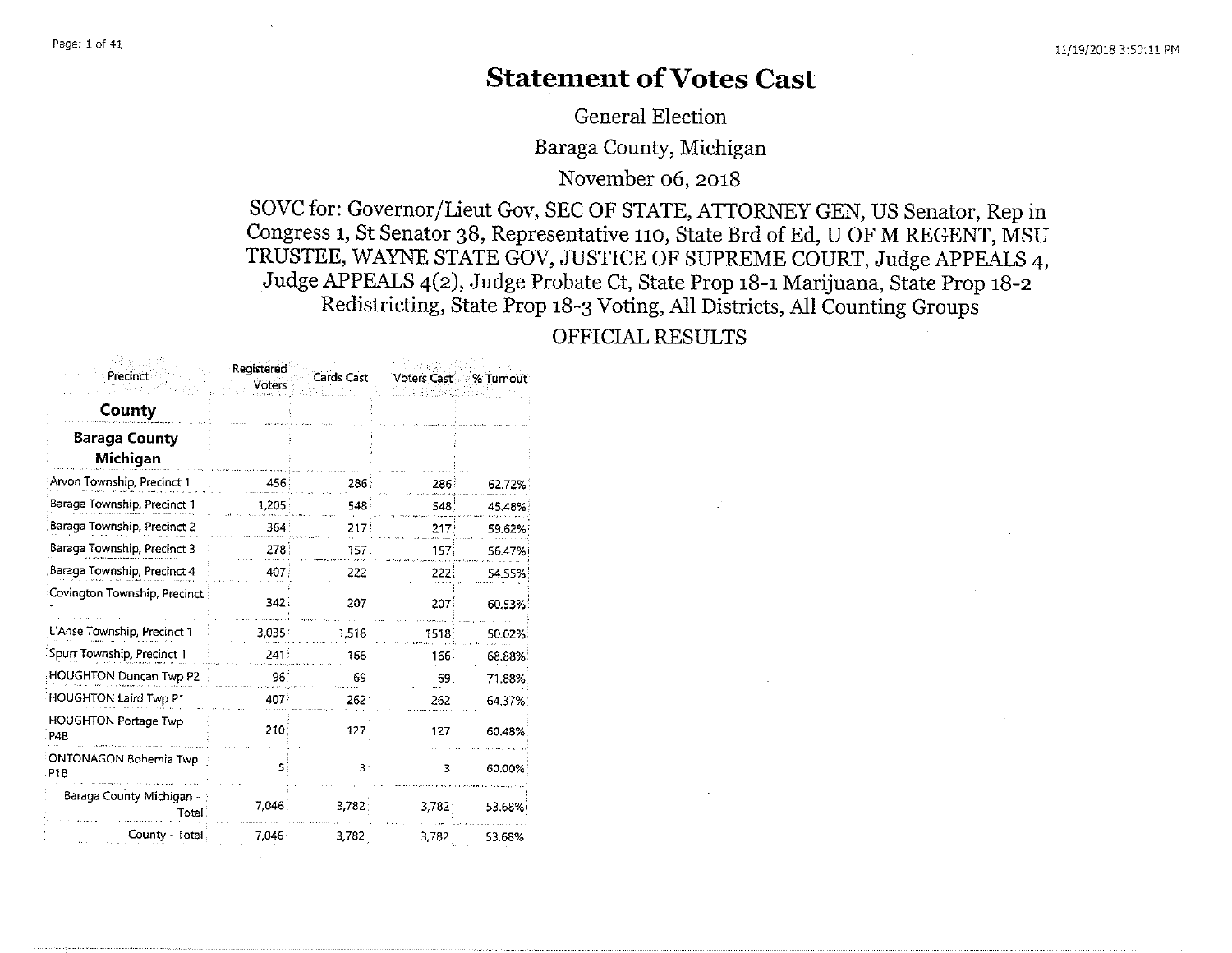# Statement of Votes Cast

General Election

Baraga County, Michigan

November 06, 2018

SOVC for: Governor/Lieut Gov, SEC OF STATE, ATTORNEY GEN, US Senator, Rep in Congress 1, St Senator 38, Representative 110, State Brd of Ed, U OF M REGENT, MSU TRUSTEE, WAYNE STATE GOV, JUSTICE OF SUPREME COURT, Judge APPEALS 4, Judge APPEALS 4(2), Judge Probate Ct, State Prop 18-1 Marijuana, State Prop 18-2 Redistricting, State Prop 18-3 Voting, All Districts, All Counting Groups

OFFICIAL RESULTS

| Precinct | Registered Voters | Cards Cast | Voters Cast | % Turnout |
|---|---|---|---|---|
| **County** | | | | |
| **Baraga County Michigan** | | | | |
| Arvon Township, Precinct 1 | 456 | 286 | 286 | 62.72% |
| Baraga Township, Precinct 1 | 1,205 | 548 | 548 | 45.48% |
| Baraga Township, Precinct 2 | 364 | 217 | 217 | 59.62% |
| Baraga Township, Precinct 3 | 278 | 157 | 157 | 56.47% |
| Baraga Township, Precinct 4 | 407 | 222 | 222 | 54.55% |
| Covington Township, Precinct 1 | 342 | 207 | 207 | 60.53% |
| L'Anse Township, Precinct 1 | 3,035 | 1,518 | 1518 | 50.02% |
| Spurr Township, Precinct 1 | 241 | 166 | 166 | 68.88% |
| HOUGHTON Duncan Twp P2 | 96 | 69 | 69 | 71.88% |
| HOUGHTON Laird Twp P1 | 407 | 262 | 262 | 64.37% |
| HOUGHTON Portage Twp P4B | 210 | 127 | 127 | 60.48% |
| ONTONAGON Bohemia Twp P1B | 5 | 3 | 3 | 60.00% |
| Baraga County Michigan - Total | 7,046 | 3,782 | 3,782 | 53.68% |
| County - Total | 7,046 | 3,782 | 3,782 | 53.68% |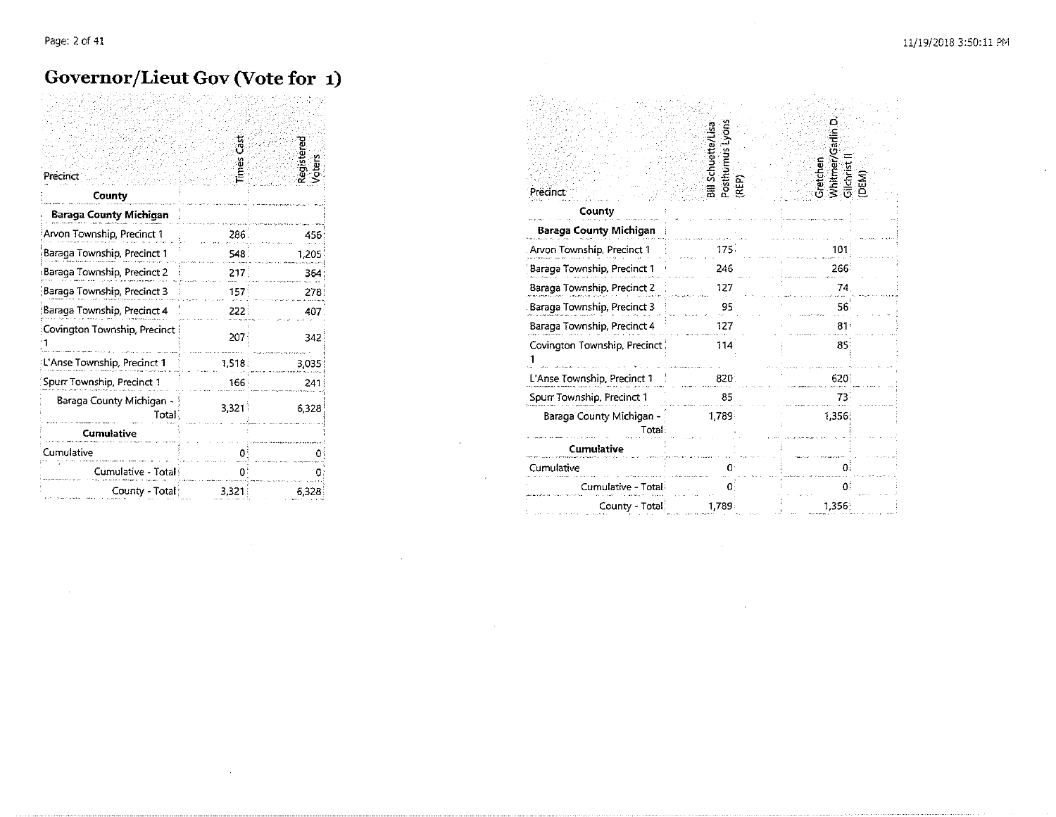# Governor/Lieut Gov (Vote for 1)

| Precinct | Times Cast | Registered Voters |
|---|---|---|
| **County** | | |
| **Baraga County Michigan** | | |
| Arvon Township, Precinct 1 | 286 | 456 |
| Baraga Township, Precinct 1 | 548 | 1,205 |
| Baraga Township, Precinct 2 | 217 | 364 |
| Baraga Township, Precinct 3 | 157 | 278 |
| Baraga Township, Precinct 4 | 222 | 407 |
| Covington Township, Precinct 1 | 207 | 342 |
| L'Anse Township, Precinct 1 | 1,518 | 3,035 |
| Spurr Township, Precinct 1 | 166 | 241 |
| Baraga County Michigan - Total | 3,321 | 6,328 |
| **Cumulative** | | |
| Cumulative | 0 | 0 |
| Cumulative - Total | 0 | 0 |
| County - Total | 3,321 | 6,328 |

| Precinct | Bill Schuette/Lisa Posthumus Lyons (REP) | Gretchen Whitmer/Garlin D. Gilchrist II (DEM) |
|---|---|---|
| **County** | | |
| **Baraga County Michigan** | | |
| Arvon Township, Precinct 1 | 175 | 101 |
| Baraga Township, Precinct 1 | 246 | 266 |
| Baraga Township, Precinct 2 | 127 | 74 |
| Baraga Township, Precinct 3 | 95 | 56 |
| Baraga Township, Precinct 4 | 127 | 81 |
| Covington Township, Precinct 1 | 114 | 85 |
| L'Anse Township, Precinct 1 | 820 | 620 |
| Spurr Township, Precinct 1 | 85 | 73 |
| Baraga County Michigan - Total | 1,789 | 1,356 |
| **Cumulative** | | |
| Cumulative | 0 | 0 |
| Cumulative - Total | 0 | 0 |
| County - Total | 1,789 | 1,356 |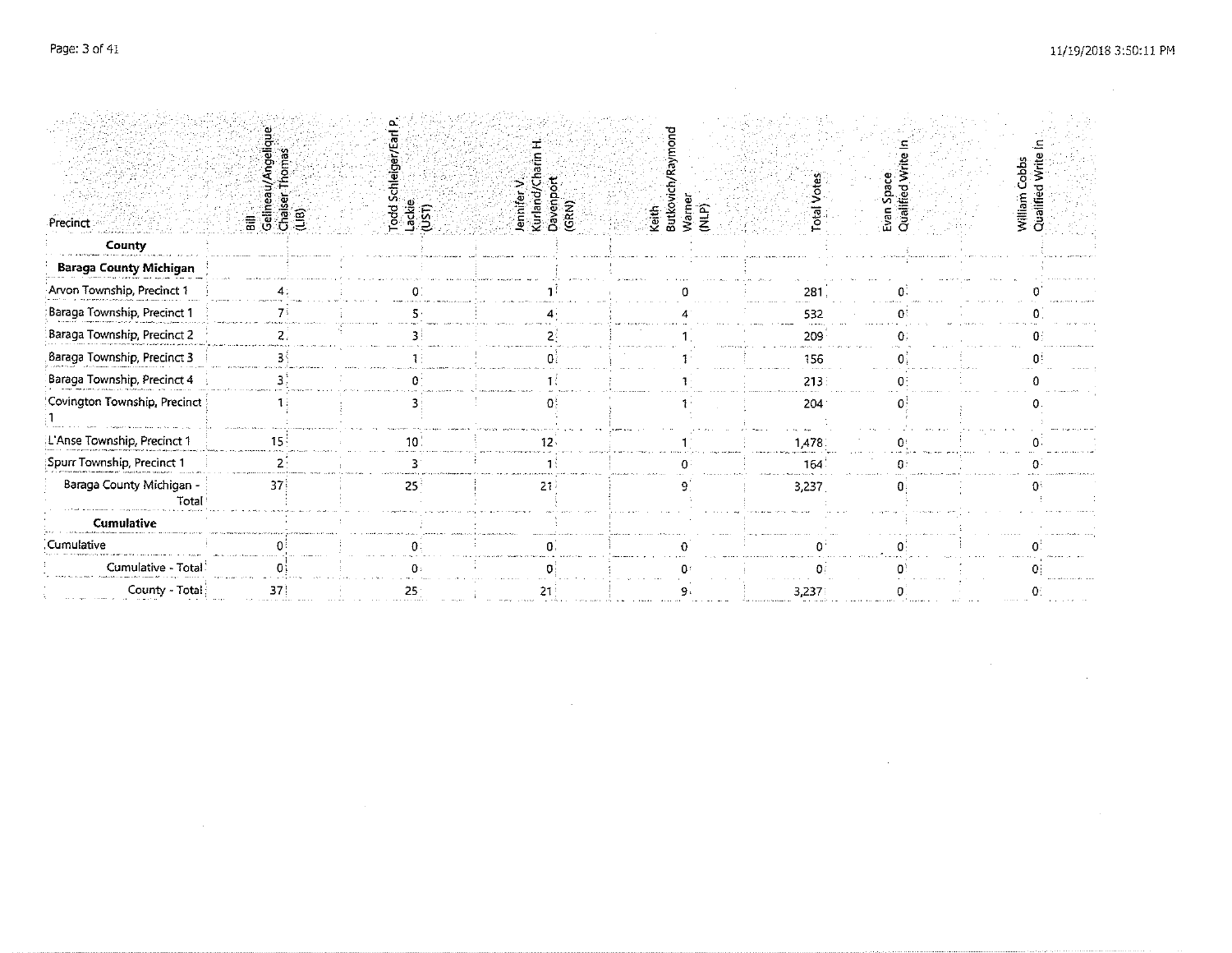| Precinct | Bill Gelineau/Angelique Chaiser Thomas (LIB) | Todd Schleiger/Earl P. Lackie (UST) | Jennifer V. Kurland/Charin H. Davenport (GRN) | Keith Butkovich/Raymond Warner (NLP) | Total Votes | Evan Space Qualified Write In | William Cobbs Qualified Write In |
|---|---|---|---|---|---|---|---|
| **County** | | | | | | | |
| **Baraga County Michigan** | | | | | | | |
| Arvon Township, Precinct 1 | 4 | 0 | 1 | 0 | 281 | 0 | 0 |
| Baraga Township, Precinct 1 | 7 | 5 | 4 | 4 | 532 | 0 | 0 |
| Baraga Township, Precinct 2 | 2 | 3 | 2 | 1 | 209 | 0 | 0 |
| Baraga Township, Precinct 3 | 3 | 1 | 0 | 1 | 156 | 0 | 0 |
| Baraga Township, Precinct 4 | 3 | 0 | 1 | 1 | 213 | 0 | 0 |
| Covington Township, Precinct 1 | 1 | 3 | 0 | 1 | 204 | 0 | 0 |
| L'Anse Township, Precinct 1 | 15 | 10 | 12 | 1 | 1,478 | 0 | 0 |
| Spurr Township, Precinct 1 | 2 | 3 | 1 | 0 | 164 | 0 | 0 |
| Baraga County Michigan - Total | 37 | 25 | 21 | 9 | 3,237 | 0 | 0 |
| **Cumulative** | | | | | | | |
| Cumulative | 0 | 0 | 0 | 0 | 0 | 0 | 0 |
| Cumulative - Total | 0 | 0 | 0 | 0 | 0 | 0 | 0 |
| County - Total | 37 | 25 | 21 | 9 | 3,237 | 0 | 0 |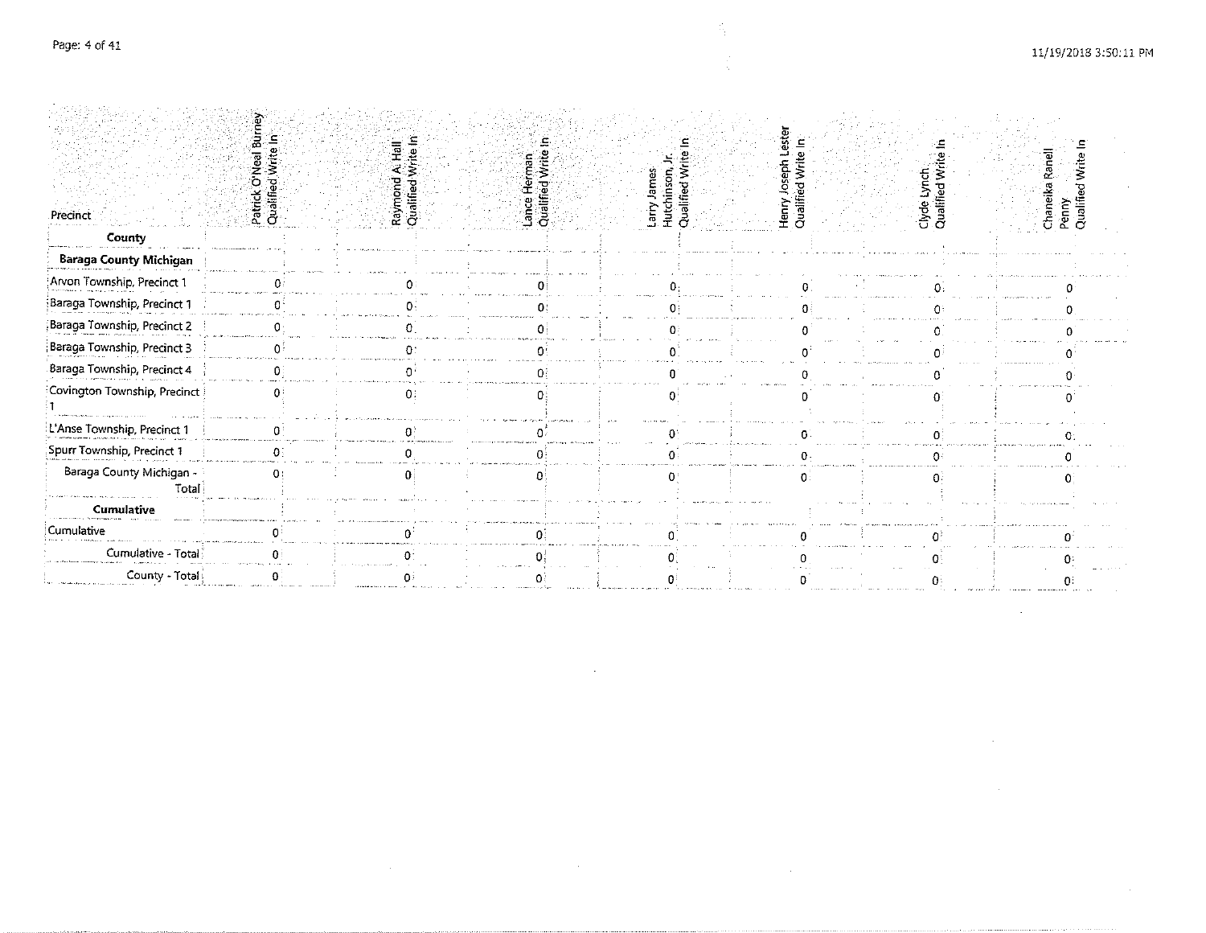| Precinct | Patrick O'Neal Burney Qualified Write In | Raymond A. Hall Qualified Write In | Lance Herman Qualified Write In | Larry James Hutchinson, Jr. Qualified Write In | Henry Joseph Lester Qualified Write In | Clyde Lynch Qualified Write In | Chaneika Ranell Penny Qualified Write In |
|---|---|---|---|---|---|---|---|
| **County** | | | | | | | |
| **Baraga County Michigan** | | | | | | | |
| Arvon Township, Precinct 1 | 0 | 0 | 0 | 0 | 0 | 0 | 0 |
| Baraga Township, Precinct 1 | 0 | 0 | 0 | 0 | 0 | 0 | 0 |
| Baraga Township, Precinct 2 | 0 | 0 | 0 | 0 | 0 | 0 | 0 |
| Baraga Township, Precinct 3 | 0 | 0 | 0 | 0 | 0 | 0 | 0 |
| Baraga Township, Precinct 4 | 0 | 0 | 0 | 0 | 0 | 0 | 0 |
| Covington Township, Precinct 1 | 0 | 0 | 0 | 0 | 0 | 0 | 0 |
| L'Anse Township, Precinct 1 | 0 | 0 | 0 | 0 | 0 | 0 | 0 |
| Spurr Township, Precinct 1 | 0 | 0 | 0 | 0 | 0 | 0 | 0 |
| Baraga County Michigan - Total | 0 | 0 | 0 | 0 | 0 | 0 | 0 |
| **Cumulative** | | | | | | | |
| Cumulative | 0 | 0 | 0 | 0 | 0 | 0 | 0 |
| Cumulative - Total | 0 | 0 | 0 | 0 | 0 | 0 | 0 |
| County - Total | 0 | 0 | 0 | 0 | 0 | 0 | 0 |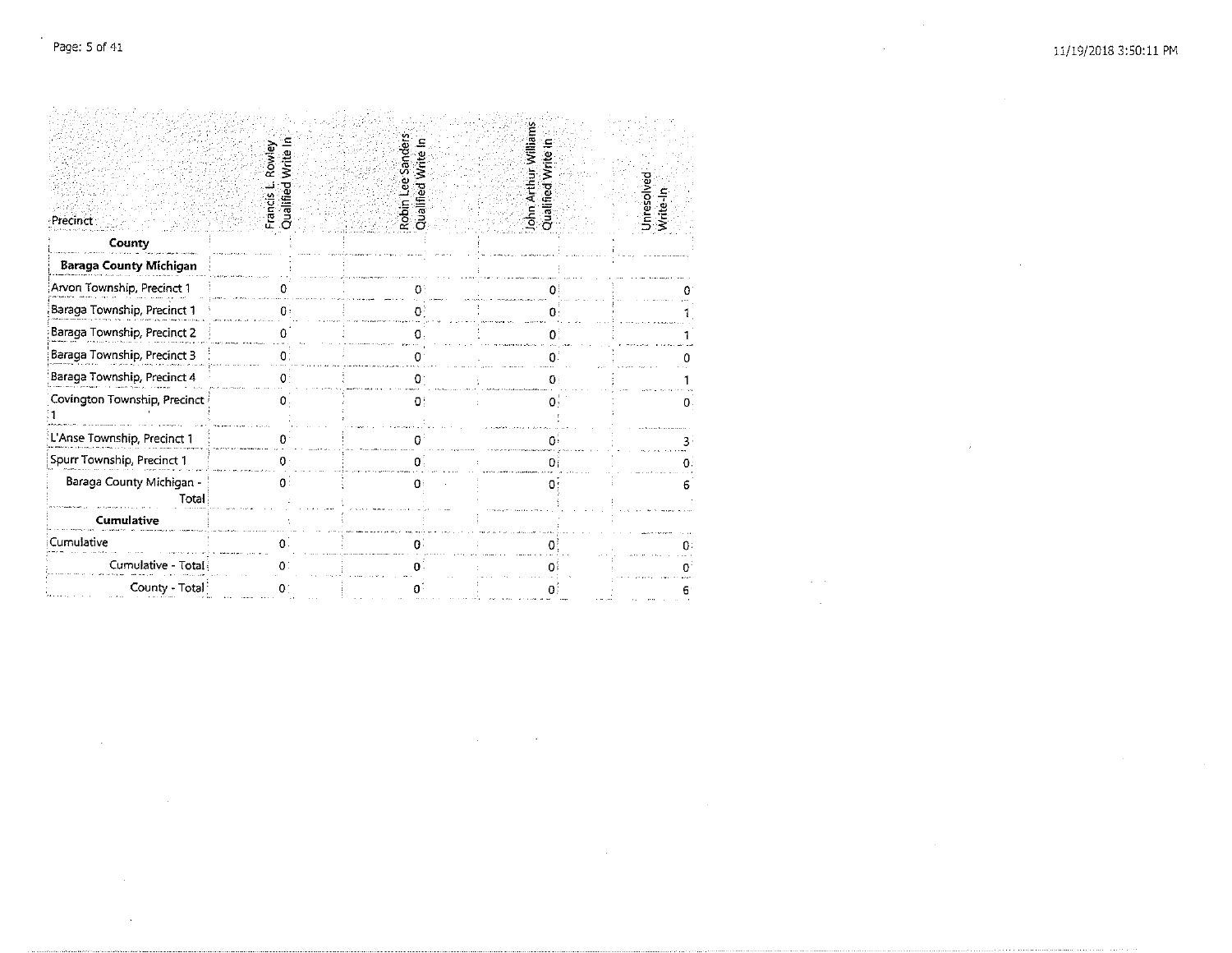| Precinct | Francis L. Rowley Qualified Write In | Robin Lee Sanders Qualified Write In | John Arthur Williams Qualified Write In | Unresolved Write-In |
|---|---|---|---|---|
| **County** | | | | |
| **Baraga County Michigan** | | | | |
| Arvon Township, Precinct 1 | 0 | 0 | 0 | 0 |
| Baraga Township, Precinct 1 | 0 | 0 | 0 | 1 |
| Baraga Township, Precinct 2 | 0 | 0 | 0 | 1 |
| Baraga Township, Precinct 3 | 0 | 0 | 0 | 0 |
| Baraga Township, Precinct 4 | 0 | 0 | 0 | 1 |
| Covington Township, Precinct 1 | 0 | 0 | 0 | 0 |
| L'Anse Township, Precinct 1 | 0 | 0 | 0 | 3 |
| Spurr Township, Precinct 1 | 0 | 0 | 0 | 0 |
| Baraga County Michigan - Total | 0 | 0 | 0 | 6 |
| **Cumulative** | | | | |
| Cumulative | 0 | 0 | 0 | 0 |
| Cumulative - Total | 0 | 0 | 0 | 0 |
| County - Total | 0 | 0 | 0 | 6 |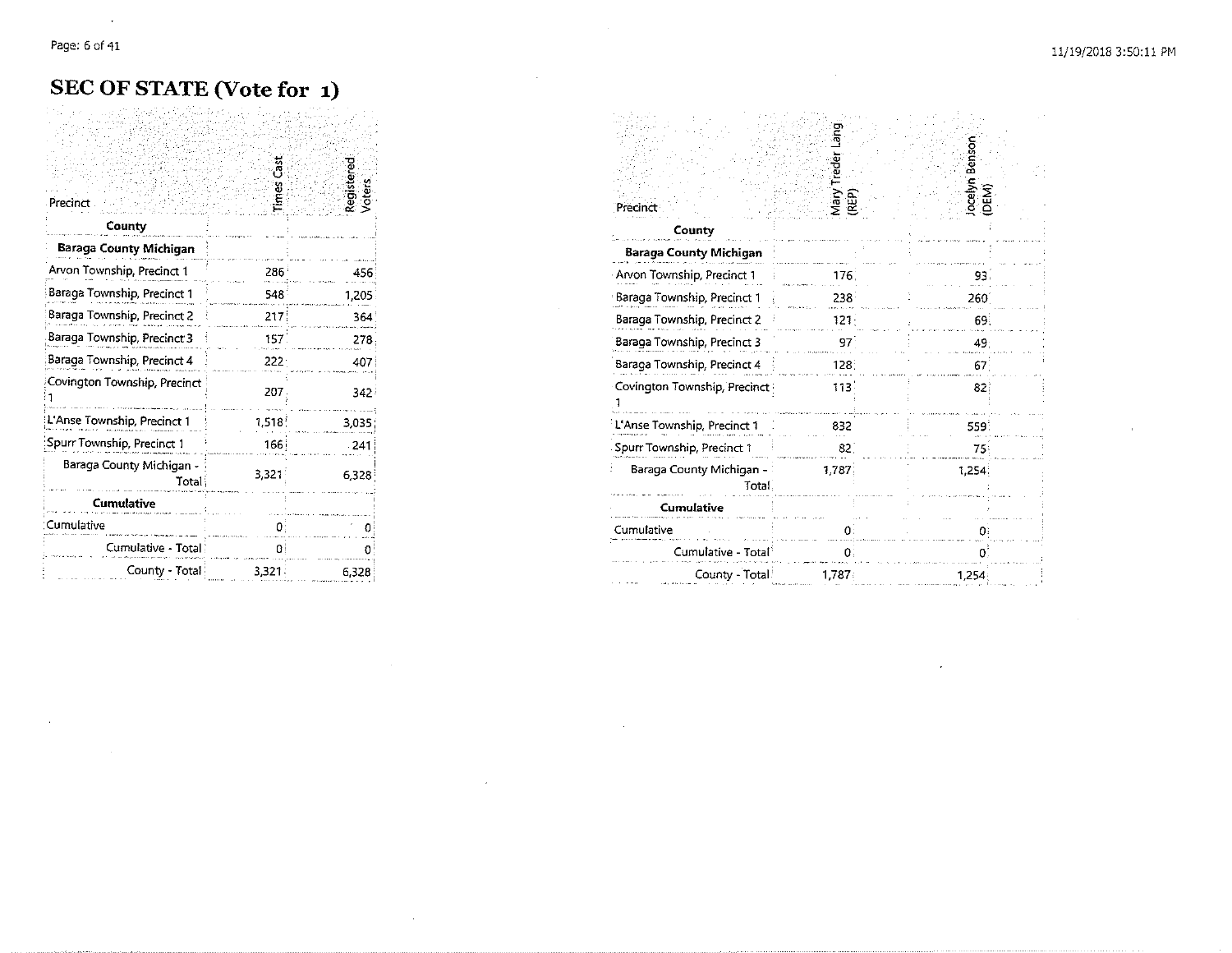# SEC OF STATE (Vote for 1)

| Precinct | Times Cast | Registered Voters | Mary Treder Lang (REP) | Jocelyn Benson (DEM) |
|---|---|---|---|---|
| **County** | | | | |
| **Baraga County Michigan** | | | | |
| Arvon Township, Precinct 1 | 286 | 456 | 176 | 93 |
| Baraga Township, Precinct 1 | 548 | 1,205 | 238 | 260 |
| Baraga Township, Precinct 2 | 217 | 364 | 121 | 69 |
| Baraga Township, Precinct 3 | 157 | 278 | 97 | 49 |
| Baraga Township, Precinct 4 | 222 | 407 | 128 | 67 |
| Covington Township, Precinct 1 | 207 | 342 | 113 | 82 |
| L'Anse Township, Precinct 1 | 1,518 | 3,035 | 832 | 559 |
| Spurr Township, Precinct 1 | 166 | 241 | 82 | 75 |
| Baraga County Michigan - Total | 3,321 | 6,328 | 1,787 | 1,254 |
| **Cumulative** | | | | |
| Cumulative | 0 | 0 | 0 | 0 |
| Cumulative - Total | 0 | 0 | 0 | 0 |
| County - Total | 3,321 | 6,328 | 1,787 | 1,254 |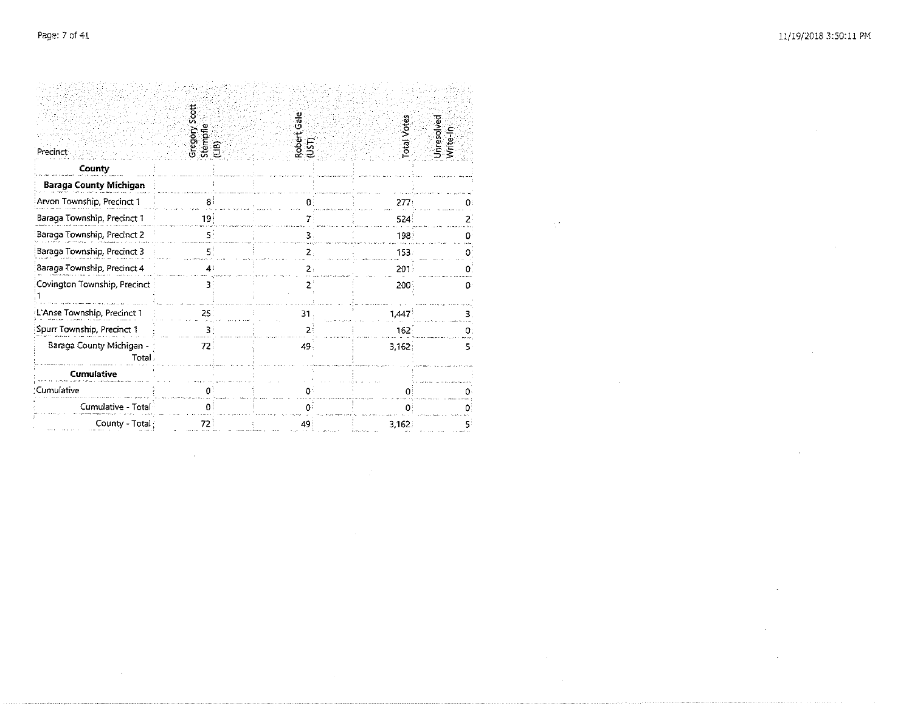| Precinct | Gregory Scott Stempfle (LIB) | Robert Gale (UST) | Total Votes | Unresolved Write-In |
|---|---|---|---|---|
| **County** | | | | |
| **Baraga County Michigan** | | | | |
| Arvon Township, Precinct 1 | 8 | 0 | 277 | 0 |
| Baraga Township, Precinct 1 | 19 | 7 | 524 | 2 |
| Baraga Township, Precinct 2 | 5 | 3 | 198 | 0 |
| Baraga Township, Precinct 3 | 5 | 2 | 153 | 0 |
| Baraga Township, Precinct 4 | 4 | 2 | 201 | 0 |
| Covington Township, Precinct 1 | 3 | 2 | 200 | 0 |
| L'Anse Township, Precinct 1 | 25 | 31 | 1,447 | 3 |
| Spurr Township, Precinct 1 | 3 | 2 | 162 | 0 |
| Baraga County Michigan - Total | 72 | 49 | 3,162 | 5 |
| **Cumulative** | | | | |
| Cumulative | 0 | 0 | 0 | 0 |
| Cumulative - Total | 0 | 0 | 0 | 0 |
| County - Total | 72 | 49 | 3,162 | 5 |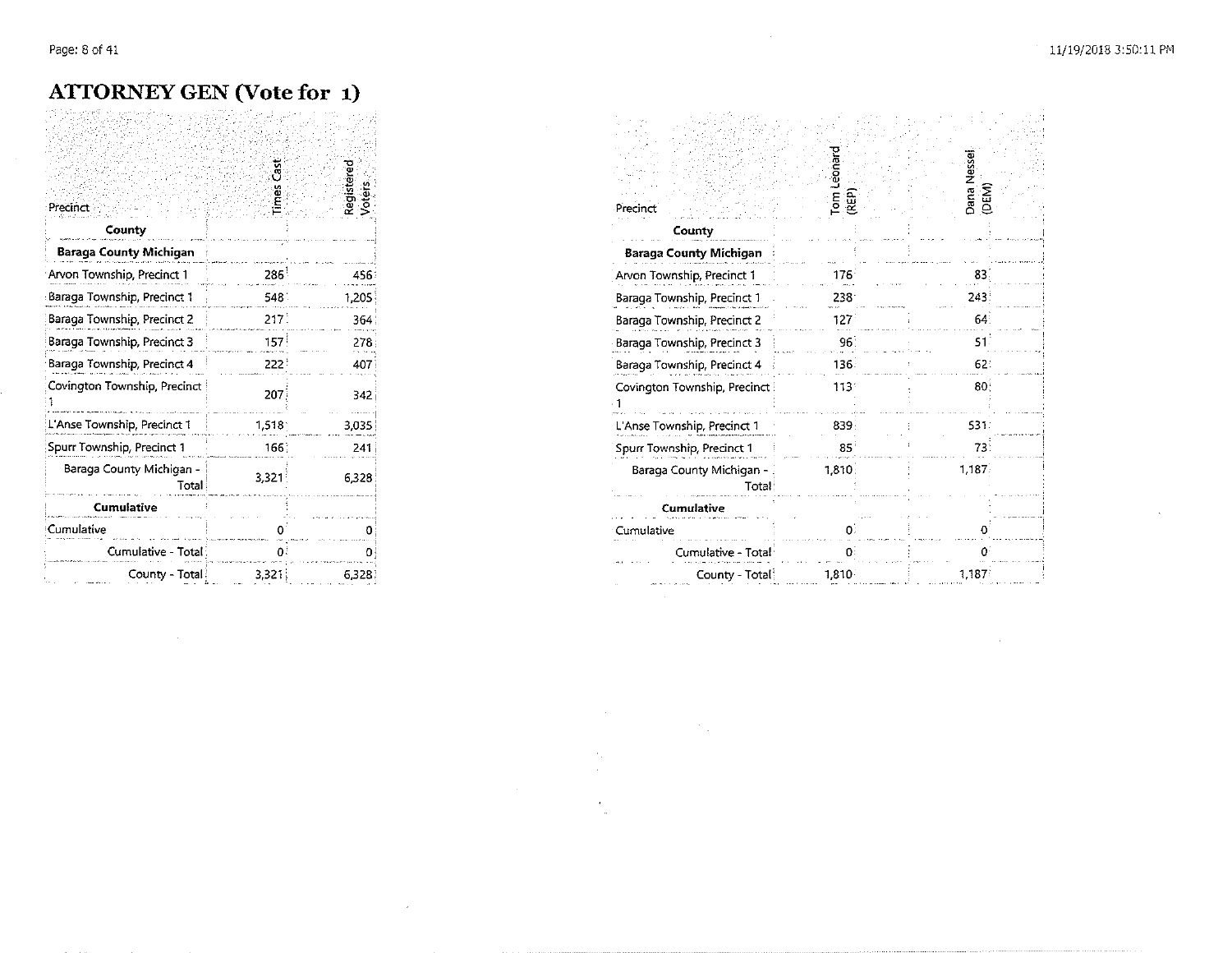# ATTORNEY GEN (Vote for 1)

| Precinct | Times Cast | Registered Voters |
|---|---|---|
| **County** | | |
| **Baraga County Michigan** | | |
| Arvon Township, Precinct 1 | 286 | 456 |
| Baraga Township, Precinct 1 | 548 | 1,205 |
| Baraga Township, Precinct 2 | 217 | 364 |
| Baraga Township, Precinct 3 | 157 | 278 |
| Baraga Township, Precinct 4 | 222 | 407 |
| Covington Township, Precinct 1 | 207 | 342 |
| L'Anse Township, Precinct 1 | 1,518 | 3,035 |
| Spurr Township, Precinct 1 | 166 | 241 |
| Baraga County Michigan - Total | 3,321 | 6,328 |
| **Cumulative** | | |
| Cumulative | 0 | 0 |
| Cumulative - Total | 0 | 0 |
| County - Total | 3,321 | 6,328 |

| Precinct | Tom Leonard (REP) | Dana Nessel (DEM) |
|---|---|---|
| **County** | | |
| **Baraga County Michigan** | | |
| Arvon Township, Precinct 1 | 176 | 83 |
| Baraga Township, Precinct 1 | 238 | 243 |
| Baraga Township, Precinct 2 | 127 | 64 |
| Baraga Township, Precinct 3 | 96 | 51 |
| Baraga Township, Precinct 4 | 136 | 62 |
| Covington Township, Precinct 1 | 113 | 80 |
| L'Anse Township, Precinct 1 | 839 | 531 |
| Spurr Township, Precinct 1 | 85 | 73 |
| Baraga County Michigan - Total | 1,810 | 1,187 |
| **Cumulative** | | |
| Cumulative | 0 | 0 |
| Cumulative - Total | 0 | 0 |
| County - Total | 1,810 | 1,187 |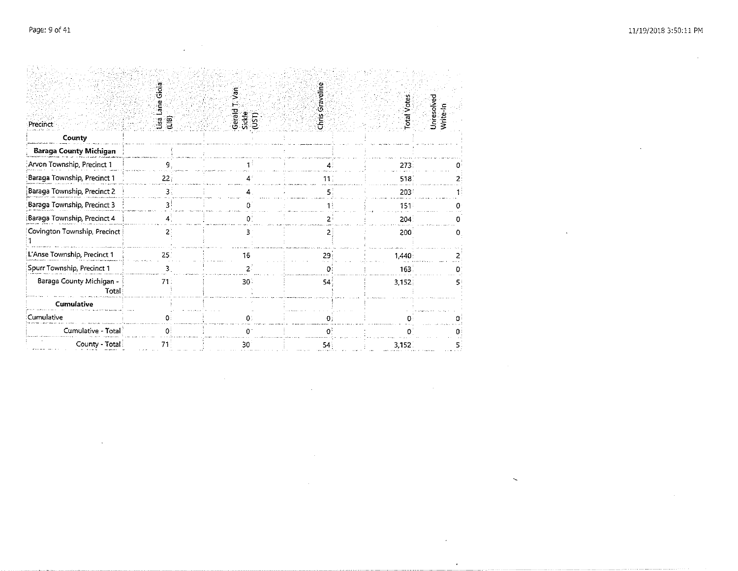| Precinct | Lisa Lane Gioia (LIB) | Gerald T. Van Sickle (UST) | Chris Graveline | Total Votes | Unresolved Write-In |
|---|---|---|---|---|---|
| **County** | | | | | |
| **Baraga County Michigan** | | | | | |
| Arvon Township, Precinct 1 | 9 | 1 | 4 | 273 | 0 |
| Baraga Township, Precinct 1 | 22 | 4 | 11 | 518 | 2 |
| Baraga Township, Precinct 2 | 3 | 4 | 5 | 203 | 1 |
| Baraga Township, Precinct 3 | 3 | 0 | 1 | 151 | 0 |
| Baraga Township, Precinct 4 | 4 | 0 | 2 | 204 | 0 |
| Covington Township, Precinct 1 | 2 | 3 | 2 | 200 | 0 |
| L'Anse Township, Precinct 1 | 25 | 16 | 29 | 1,440 | 2 |
| Spurr Township, Precinct 1 | 3 | 2 | 0 | 163 | 0 |
| Baraga County Michigan - Total | 71 | 30 | 54 | 3,152 | 5 |
| **Cumulative** | | | | | |
| Cumulative | 0 | 0 | 0 | 0 | 0 |
| Cumulative - Total | 0 | 0 | 0 | 0 | 0 |
| County - Total | 71 | 30 | 54 | 3,152 | 5 |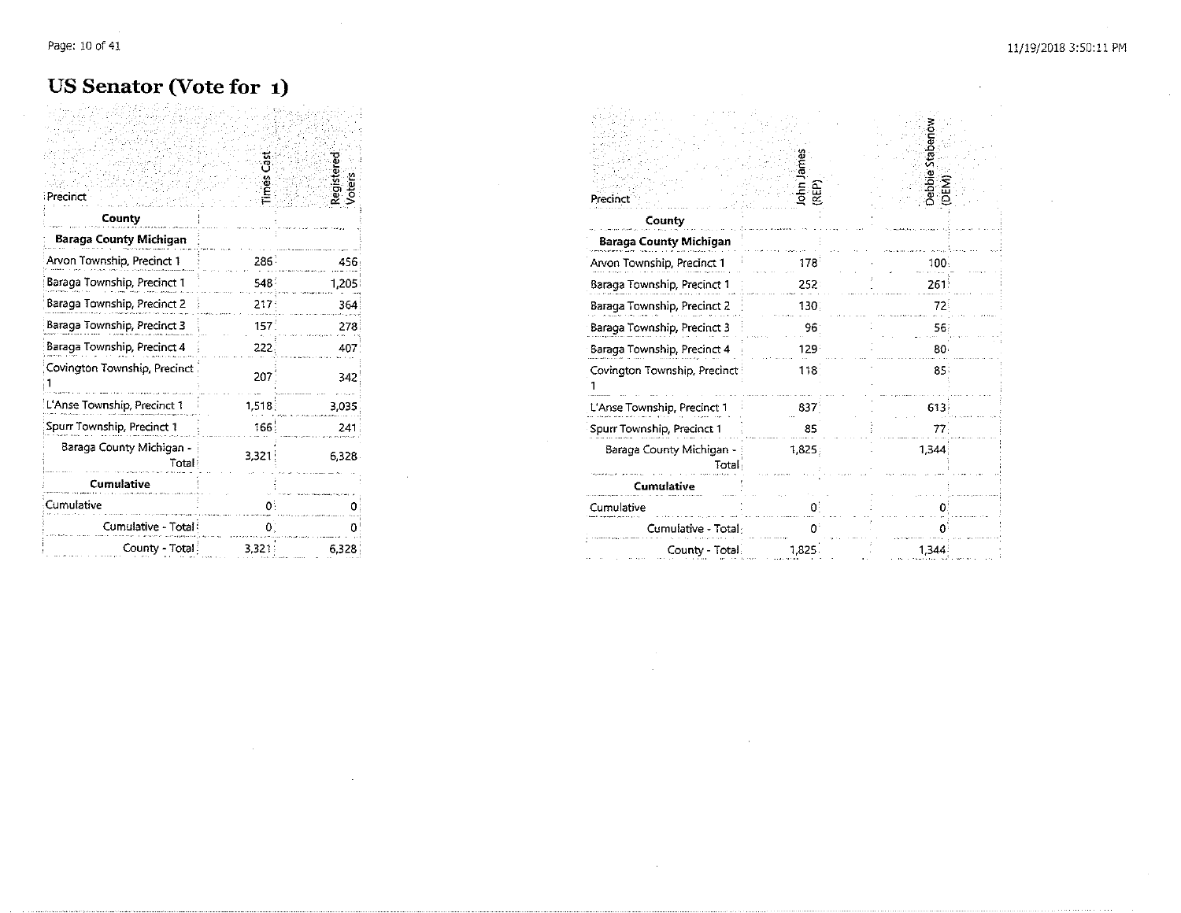# US Senator (Vote for 1)

| Precinct | Times Cast | Registered Voters | John James (REP) | Debbie Stabenow (DEM) |
|---|---|---|---|---|
| **County** | | | | |
| **Baraga County Michigan** | | | | |
| Arvon Township, Precinct 1 | 286 | 456 | 178 | 100 |
| Baraga Township, Precinct 1 | 548 | 1,205 | 252 | 261 |
| Baraga Township, Precinct 2 | 217 | 364 | 130 | 72 |
| Baraga Township, Precinct 3 | 157 | 278 | 96 | 56 |
| Baraga Township, Precinct 4 | 222 | 407 | 129 | 80 |
| Covington Township, Precinct 1 | 207 | 342 | 118 | 85 |
| L'Anse Township, Precinct 1 | 1,518 | 3,035 | 837 | 613 |
| Spurr Township, Precinct 1 | 166 | 241 | 85 | 77 |
| Baraga County Michigan - Total | 3,321 | 6,328 | 1,825 | 1,344 |
| **Cumulative** | | | | |
| Cumulative | 0 | 0 | 0 | 0 |
| Cumulative - Total | 0 | 0 | 0 | 0 |
| County - Total | 3,321 | 6,328 | 1,825 | 1,344 |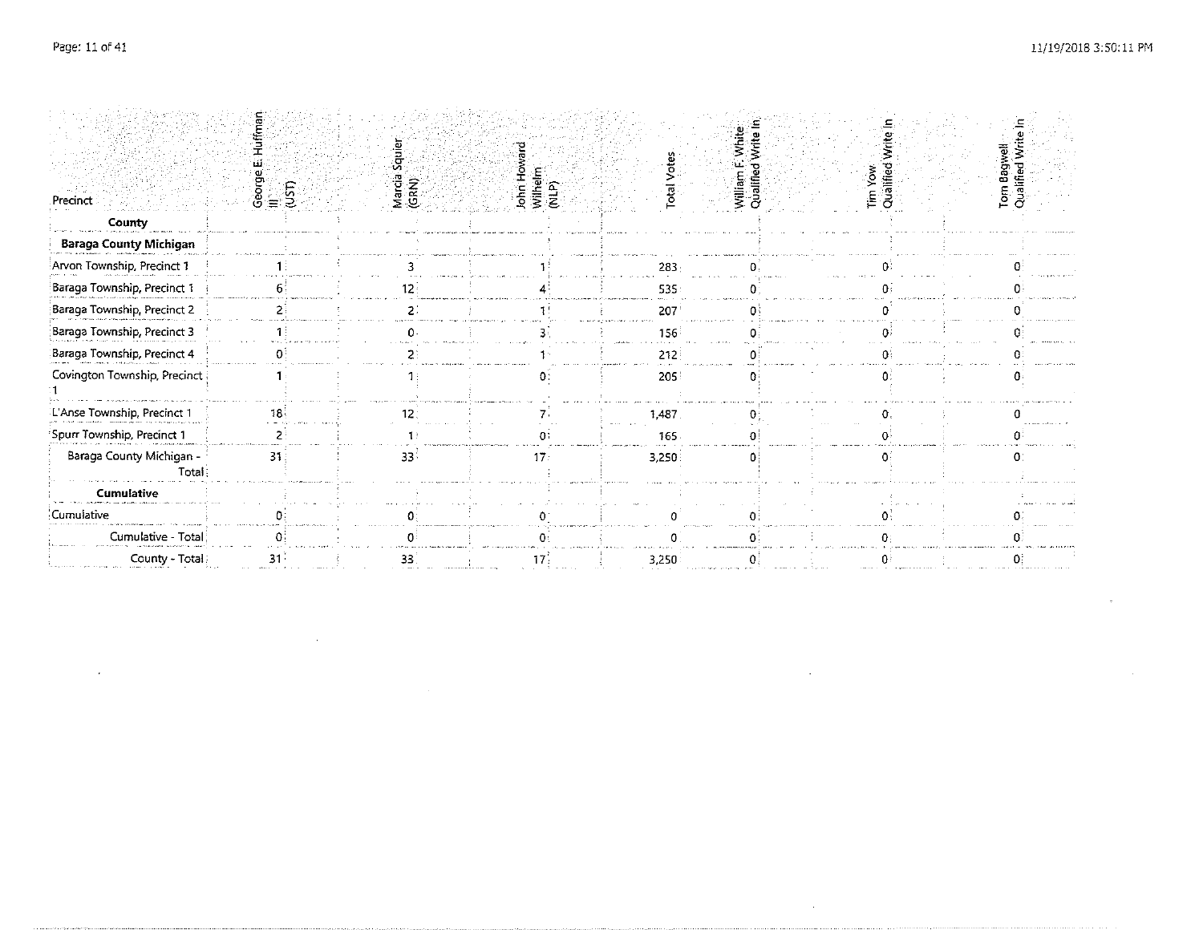| Precinct | George E. Huffman III (UST) | Marcia Squier (GRN) | John Howard Wilhelm (NLP) | Total Votes | William F. White Qualified Write In | Tim Yow Qualified Write In | Tom Bagwell Qualified Write In |
|---|---|---|---|---|---|---|---|
| **County** | | | | | | | |
| **Baraga County Michigan** | | | | | | | |
| Arvon Township, Precinct 1 | 1 | 3 | 1 | 283 | 0 | 0 | 0 |
| Baraga Township, Precinct 1 | 6 | 12 | 4 | 535 | 0 | 0 | 0 |
| Baraga Township, Precinct 2 | 2 | 2 | 1 | 207 | 0 | 0 | 0 |
| Baraga Township, Precinct 3 | 1 | 0 | 3 | 156 | 0 | 0 | 0 |
| Baraga Township, Precinct 4 | 0 | 2 | 1 | 212 | 0 | 0 | 0 |
| Covington Township, Precinct 1 | 1 | 1 | 0 | 205 | 0 | 0 | 0 |
| L'Anse Township, Precinct 1 | 18 | 12 | 7 | 1,487 | 0 | 0 | 0 |
| Spurr Township, Precinct 1 | 2 | 1 | 0 | 165 | 0 | 0 | 0 |
| Baraga County Michigan - Total | 31 | 33 | 17 | 3,250 | 0 | 0 | 0 |
| **Cumulative** | | | | | | | |
| Cumulative | 0 | 0 | 0 | 0 | 0 | 0 | 0 |
| Cumulative - Total | 0 | 0 | 0 | 0 | 0 | 0 | 0 |
| County - Total | 31 | 33 | 17 | 3,250 | 0 | 0 | 0 |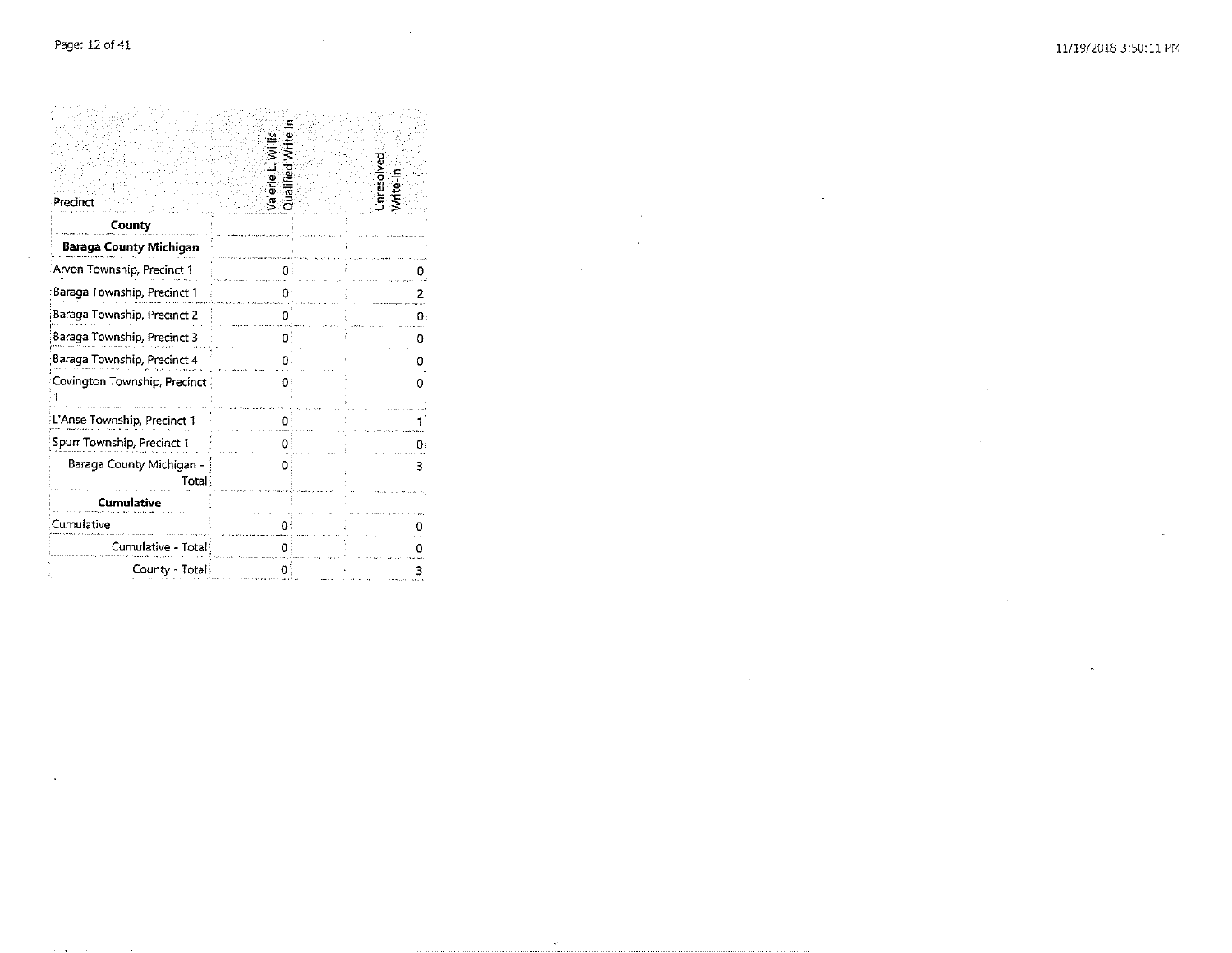| Precinct | Valerie L. Willis Qualified Write In | Unresolved Write-In |
|---|---|---|
| **County** | | |
| **Baraga County Michigan** | | |
| Arvon Township, Precinct 1 | 0 | 0 |
| Baraga Township, Precinct 1 | 0 | 2 |
| Baraga Township, Precinct 2 | 0 | 0 |
| Baraga Township, Precinct 3 | 0 | 0 |
| Baraga Township, Precinct 4 | 0 | 0 |
| Covington Township, Precinct 1 | 0 | 0 |
| L'Anse Township, Precinct 1 | 0 | 1 |
| Spurr Township, Precinct 1 | 0 | 0 |
| Baraga County Michigan - Total | 0 | 3 |
| **Cumulative** | | |
| Cumulative | 0 | 0 |
| Cumulative - Total | 0 | 0 |
| County - Total | 0 | 3 |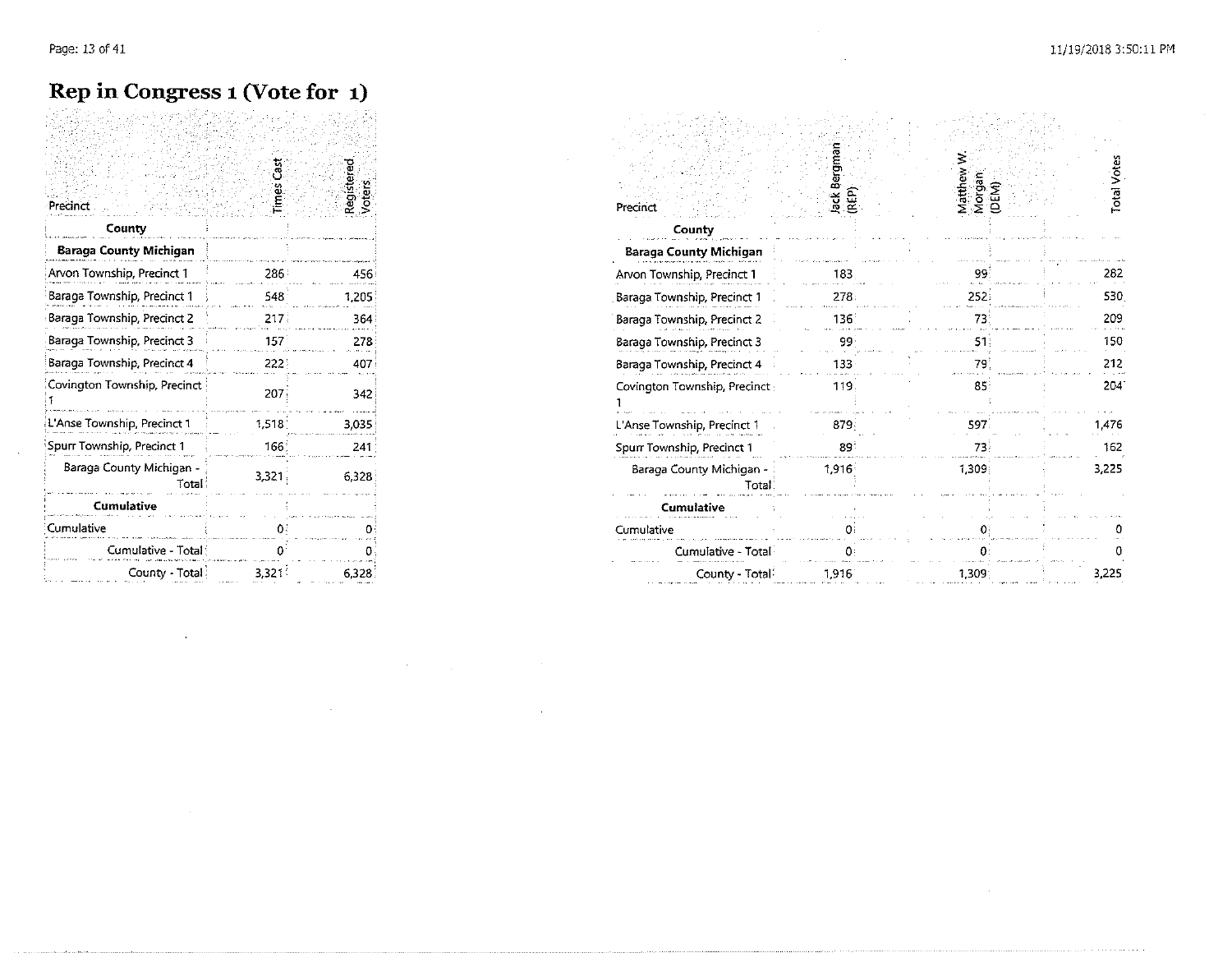# Rep in Congress 1 (Vote for 1)

| Precinct | Times Cast | Registered Voters | Jack Bergman (REP) | Matthew W. Morgan (DEM) | Total Votes |
|---|---|---|---|---|---|
| **County** | | | | | |
| **Baraga County Michigan** | | | | | |
| Arvon Township, Precinct 1 | 286 | 456 | 183 | 99 | 282 |
| Baraga Township, Precinct 1 | 548 | 1,205 | 278 | 252 | 530 |
| Baraga Township, Precinct 2 | 217 | 364 | 136 | 73 | 209 |
| Baraga Township, Precinct 3 | 157 | 278 | 99 | 51 | 150 |
| Baraga Township, Precinct 4 | 222 | 407 | 133 | 79 | 212 |
| Covington Township, Precinct 1 | 207 | 342 | 119 | 85 | 204 |
| L'Anse Township, Precinct 1 | 1,518 | 3,035 | 879 | 597 | 1,476 |
| Spurr Township, Precinct 1 | 166 | 241 | 89 | 73 | 162 |
| Baraga County Michigan - Total | 3,321 | 6,328 | 1,916 | 1,309 | 3,225 |
| **Cumulative** | | | | | |
| Cumulative | 0 | 0 | 0 | 0 | 0 |
| Cumulative - Total | 0 | 0 | 0 | 0 | 0 |
| County - Total | 3,321 | 6,328 | 1,916 | 1,309 | 3,225 |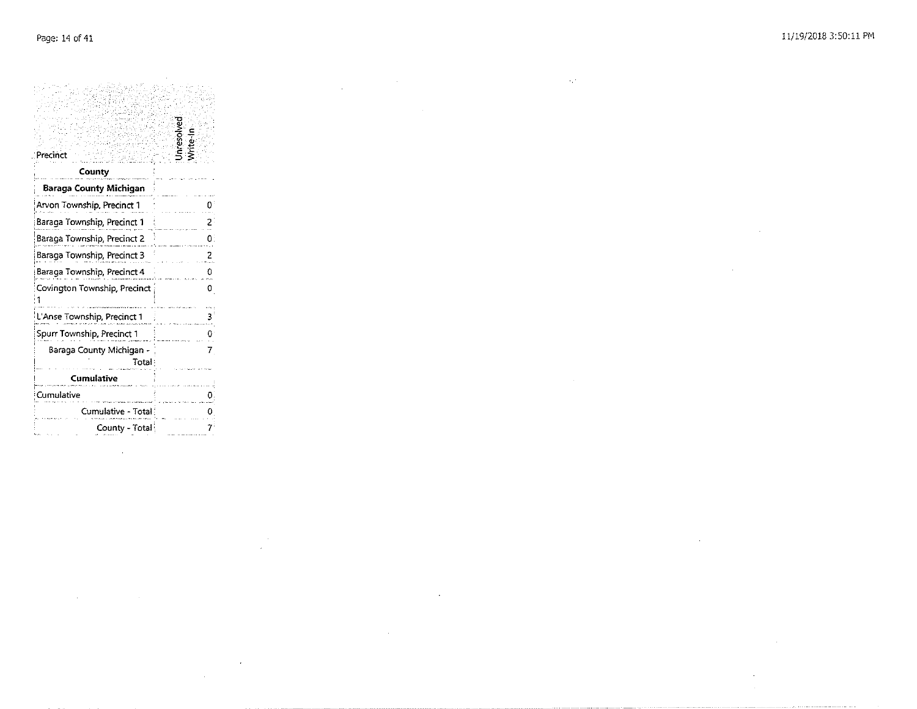| Precinct | Unresolved Write-In |
|---|---|
| **County** | |
| **Baraga County Michigan** | |
| Arvon Township, Precinct 1 | 0 |
| Baraga Township, Precinct 1 | 2 |
| Baraga Township, Precinct 2 | 0 |
| Baraga Township, Precinct 3 | 2 |
| Baraga Township, Precinct 4 | 0 |
| Covington Township, Precinct 1 | 0 |
| L'Anse Township, Precinct 1 | 3 |
| Spurr Township, Precinct 1 | 0 |
| Baraga County Michigan - Total | 7 |
| **Cumulative** | |
| Cumulative | 0 |
| Cumulative - Total | 0 |
| County - Total | 7 |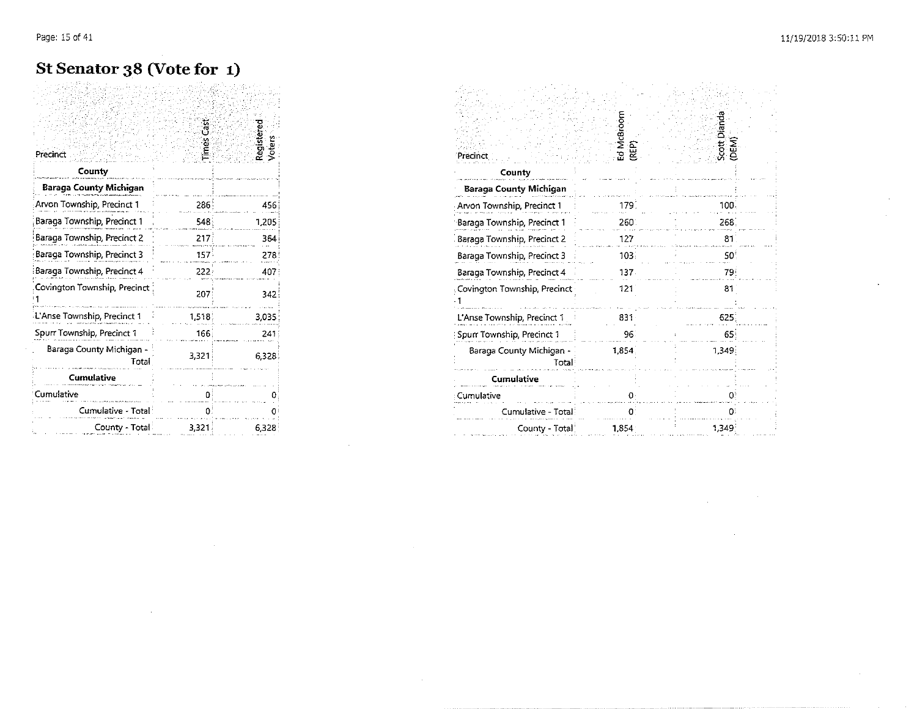# St Senator 38 (Vote for 1)

| Precinct | Times Cast | Registered Voters | Ed McBroom (REP) | Scott Dianda (DEM) |
|---|---|---|---|---|
| **County** | | | | |
| **Baraga County Michigan** | | | | |
| Arvon Township, Precinct 1 | 286 | 456 | 179 | 100 |
| Baraga Township, Precinct 1 | 548 | 1,205 | 260 | 268 |
| Baraga Township, Precinct 2 | 217 | 364 | 127 | 81 |
| Baraga Township, Precinct 3 | 157 | 278 | 103 | 50 |
| Baraga Township, Precinct 4 | 222 | 407 | 137 | 79 |
| Covington Township, Precinct 1 | 207 | 342 | 121 | 81 |
| L'Anse Township, Precinct 1 | 1,518 | 3,035 | 831 | 625 |
| Spurr Township, Precinct 1 | 166 | 241 | 96 | 65 |
| Baraga County Michigan - Total | 3,321 | 6,328 | 1,854 | 1,349 |
| **Cumulative** | | | | |
| Cumulative | 0 | 0 | 0 | 0 |
| Cumulative - Total | 0 | 0 | 0 | 0 |
| County - Total | 3,321 | 6,328 | 1,854 | 1,349 |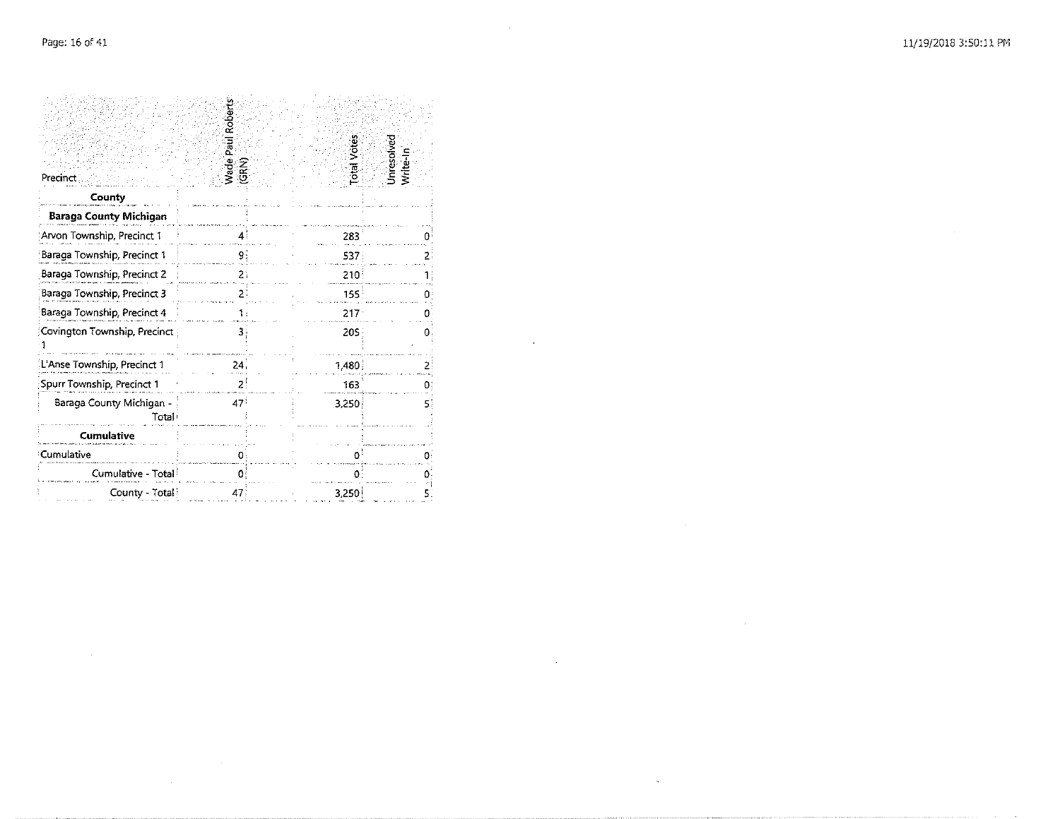| Precinct | Wade Paul Roberts (GRN) | Total Votes | Unresolved Write-In |
|---|---|---|---|
| **County** | | | |
| **Baraga County Michigan** | | | |
| Arvon Township, Precinct 1 | 4 | 283 | 0 |
| Baraga Township, Precinct 1 | 9 | 537 | 2 |
| Baraga Township, Precinct 2 | 2 | 210 | 1 |
| Baraga Township, Precinct 3 | 2 | 155 | 0 |
| Baraga Township, Precinct 4 | 1 | 217 | 0 |
| Covington Township, Precinct 1 | 3 | 205 | 0 |
| L'Anse Township, Precinct 1 | 24 | 1,480 | 2 |
| Spurr Township, Precinct 1 | 2 | 163 | 0 |
| Baraga County Michigan - Total | 47 | 3,250 | 5 |
| **Cumulative** | | | |
| Cumulative | 0 | 0 | 0 |
| Cumulative - Total | 0 | 0 | 0 |
| County - Total | 47 | 3,250 | 5 |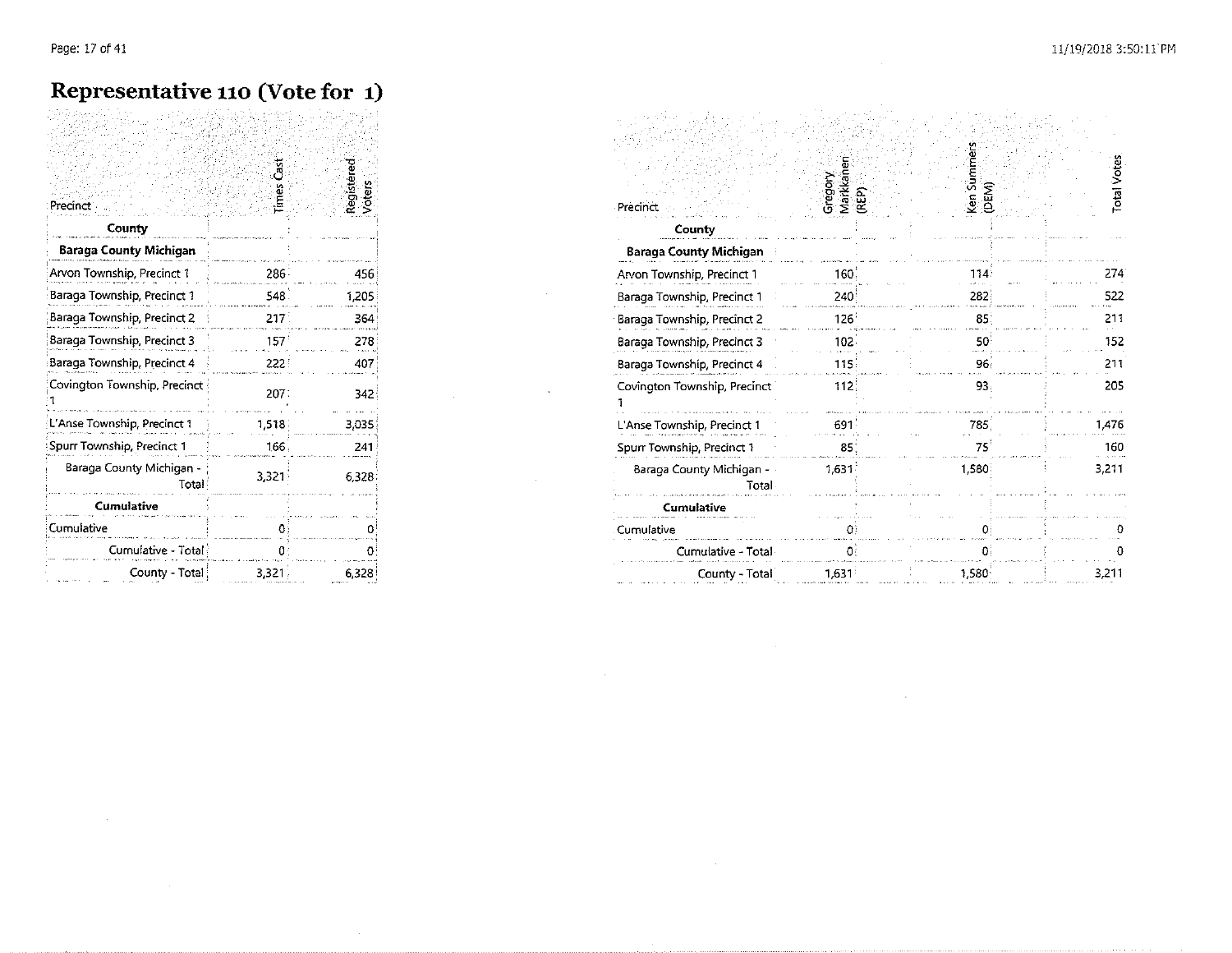# Representative 110 (Vote for 1)

| Precinct | Times Cast | Registered Voters |
|---|---|---|
| **County** | | |
| **Baraga County Michigan** | | |
| Arvon Township, Precinct 1 | 286 | 456 |
| Baraga Township, Precinct 1 | 548 | 1,205 |
| Baraga Township, Precinct 2 | 217 | 364 |
| Baraga Township, Precinct 3 | 157 | 278 |
| Baraga Township, Precinct 4 | 222 | 407 |
| Covington Township, Precinct 1 | 207 | 342 |
| L'Anse Township, Precinct 1 | 1,518 | 3,035 |
| Spurr Township, Precinct 1 | 166 | 241 |
| Baraga County Michigan - Total | 3,321 | 6,328 |
| **Cumulative** | | |
| Cumulative | 0 | 0 |
| Cumulative - Total | 0 | 0 |
| County - Total | 3,321 | 6,328 |

| Precinct | Gregory Markkanen (REP) | Ken Summers (DEM) | Total Votes |
|---|---|---|---|
| **County** | | | |
| **Baraga County Michigan** | | | |
| Arvon Township, Precinct 1 | 160 | 114 | 274 |
| Baraga Township, Precinct 1 | 240 | 282 | 522 |
| Baraga Township, Precinct 2 | 126 | 85 | 211 |
| Baraga Township, Precinct 3 | 102 | 50 | 152 |
| Baraga Township, Precinct 4 | 115 | 96 | 211 |
| Covington Township, Precinct 1 | 112 | 93 | 205 |
| L'Anse Township, Precinct 1 | 691 | 785 | 1,476 |
| Spurr Township, Precinct 1 | 85 | 75 | 160 |
| Baraga County Michigan - Total | 1,631 | 1,580 | 3,211 |
| **Cumulative** | | | |
| Cumulative | 0 | 0 | 0 |
| Cumulative - Total | 0 | 0 | 0 |
| County - Total | 1,631 | 1,580 | 3,211 |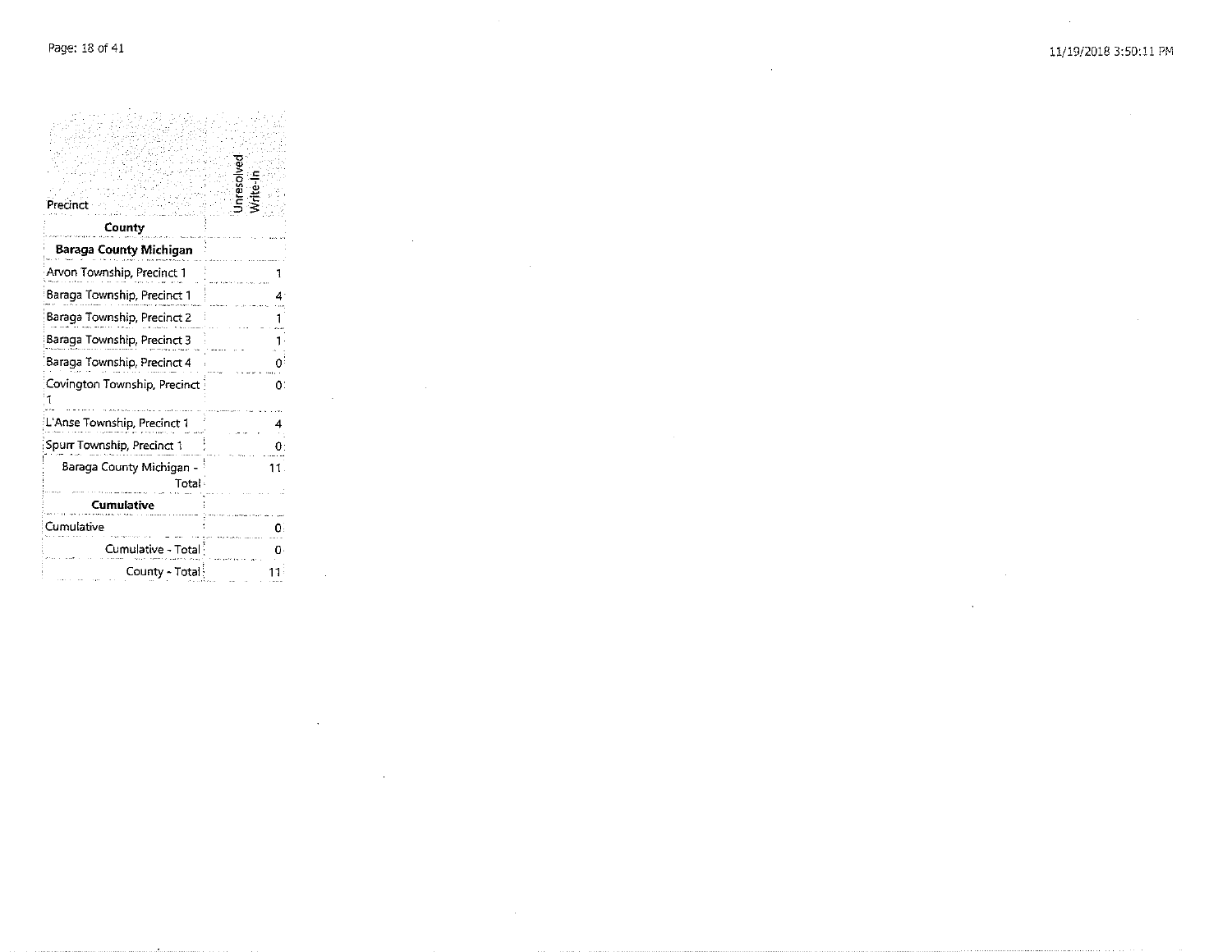| Precinct | Unresolved Write-In |
| --- | --- |
| **County** | |
| **Baraga County Michigan** | |
| Arvon Township, Precinct 1 | 1 |
| Baraga Township, Precinct 1 | 4 |
| Baraga Township, Precinct 2 | 1 |
| Baraga Township, Precinct 3 | 1 |
| Baraga Township, Precinct 4 | 0 |
| Covington Township, Precinct 1 | 0 |
| L'Anse Township, Precinct 1 | 4 |
| Spurr Township, Precinct 1 | 0 |
| Baraga County Michigan - Total | 11 |
| **Cumulative** | |
| Cumulative | 0 |
| Cumulative - Total | 0 |
| County - Total | 11 |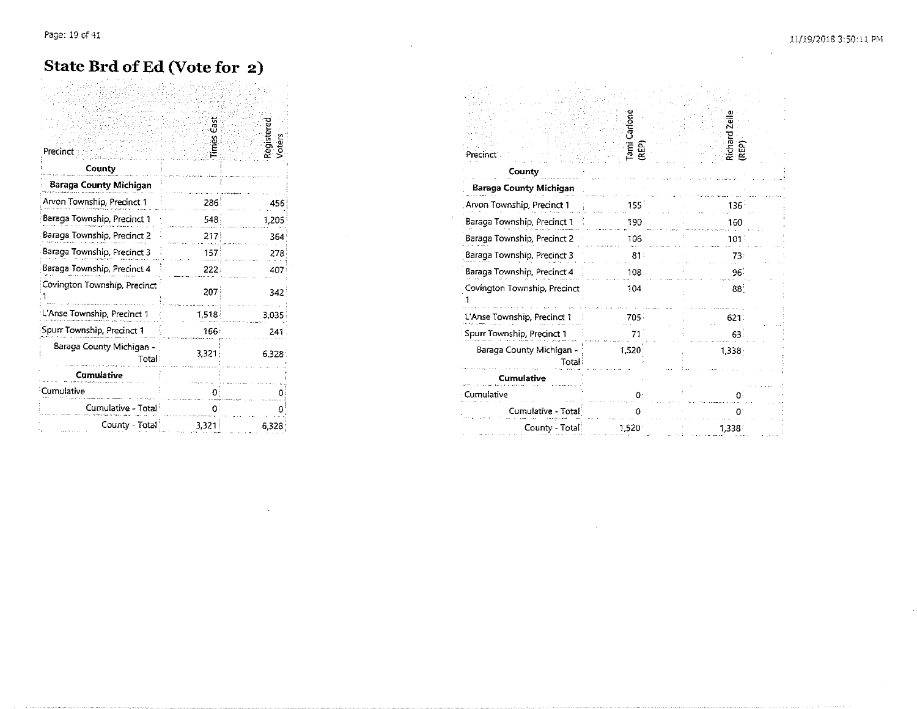# State Brd of Ed (Vote for 2)

| Precinct | Times Cast | Registered Voters | Tami Carlone (REP) | Richard Zeile (REP) |
|---|---|---|---|---|
| **County** | | | | |
| **Baraga County Michigan** | | | | |
| Arvon Township, Precinct 1 | 286 | 456 | 155 | 136 |
| Baraga Township, Precinct 1 | 548 | 1,205 | 190 | 160 |
| Baraga Township, Precinct 2 | 217 | 364 | 106 | 101 |
| Baraga Township, Precinct 3 | 157 | 278 | 81 | 73 |
| Baraga Township, Precinct 4 | 222 | 407 | 108 | 96 |
| Covington Township, Precinct 1 | 207 | 342 | 104 | 88 |
| L'Anse Township, Precinct 1 | 1,518 | 3,035 | 705 | 621 |
| Spurr Township, Precinct 1 | 166 | 241 | 71 | 63 |
| Baraga County Michigan - Total | 3,321 | 6,328 | 1,520 | 1,338 |
| **Cumulative** | | | | |
| Cumulative | 0 | 0 | 0 | 0 |
| Cumulative - Total | 0 | 0 | 0 | 0 |
| County - Total | 3,321 | 6,328 | 1,520 | 1,338 |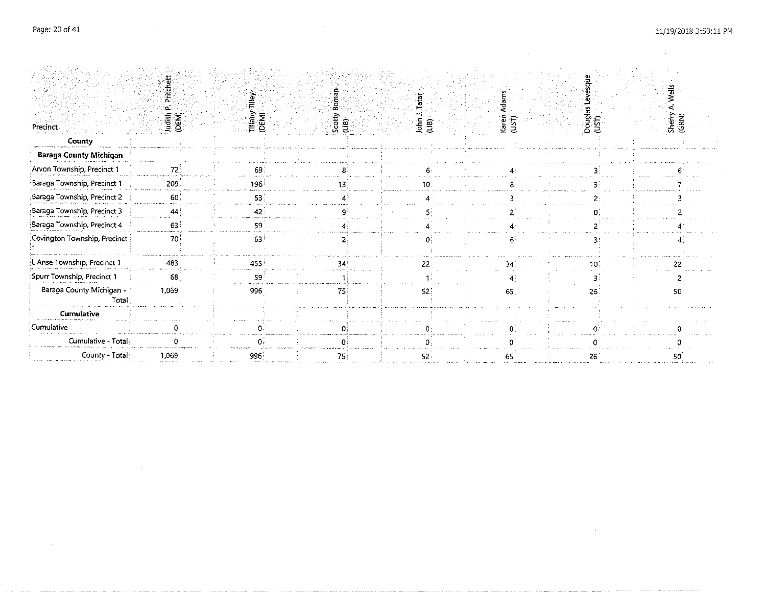| Precinct | Judith P. Pritchett (DEM) | Tiffany Tilley (DEM) | Scotty Boman (LIB) | John J. Tatar (LIB) | Karen Adams (UST) | Douglas Levesque (UST) | Sherry A. Wells (GRN) |
|---|---|---|---|---|---|---|---|
| **County** | | | | | | | |
| **Baraga County Michigan** | | | | | | | |
| Arvon Township, Precinct 1 | 72 | 69 | 8 | 6 | 4 | 3 | 6 |
| Baraga Township, Precinct 1 | 209 | 196 | 13 | 10 | 8 | 3 | 7 |
| Baraga Township, Precinct 2 | 60 | 53 | 4 | 4 | 3 | 2 | 3 |
| Baraga Township, Precinct 3 | 44 | 42 | 9 | 5 | 2 | 0 | 2 |
| Baraga Township, Precinct 4 | 63 | 59 | 4 | 4 | 4 | 2 | 4 |
| Covington Township, Precinct 1 | 70 | 63 | 2 | 0 | 6 | 3 | 4 |
| L'Anse Township, Precinct 1 | 483 | 455 | 34 | 22 | 34 | 10 | 22 |
| Spurr Township, Precinct 1 | 68 | 59 | 1 | 1 | 4 | 3 | 2 |
| Baraga County Michigan - Total | 1,069 | 996 | 75 | 52 | 65 | 26 | 50 |
| **Cumulative** | | | | | | | |
| Cumulative | 0 | 0 | 0 | 0 | 0 | 0 | 0 |
| Cumulative - Total | 0 | 0 | 0 | 0 | 0 | 0 | 0 |
| County - Total | 1,069 | 996 | 75 | 52 | 65 | 26 | 50 |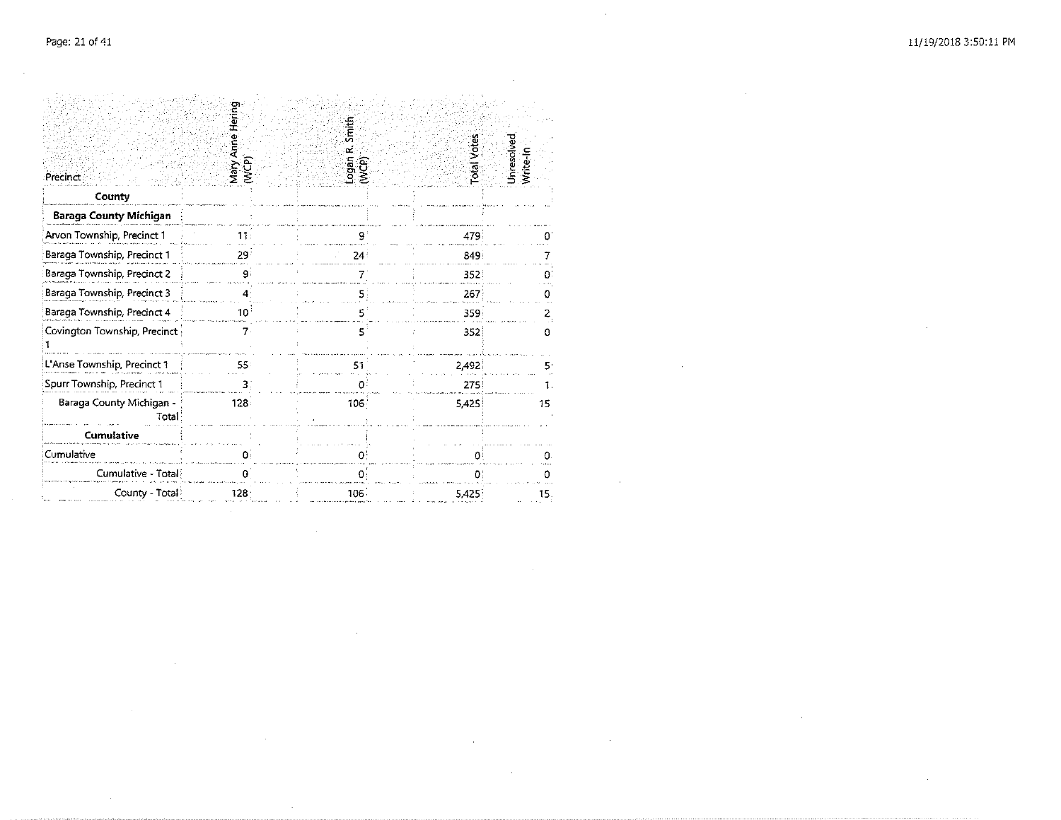| Precinct | Mary Anne Hering (WCP) | Logan R. Smith (WCP) | Total Votes | Unresolved Write-In |
|---|---|---|---|---|
| **County** | | | | |
| **Baraga County Michigan** | | | | |
| Arvon Township, Precinct 1 | 11 | 9 | 479 | 0 |
| Baraga Township, Precinct 1 | 29 | 24 | 849 | 7 |
| Baraga Township, Precinct 2 | 9 | 7 | 352 | 0 |
| Baraga Township, Precinct 3 | 4 | 5 | 267 | 0 |
| Baraga Township, Precinct 4 | 10 | 5 | 359 | 2 |
| Covington Township, Precinct 1 | 7 | 5 | 352 | 0 |
| L'Anse Township, Precinct 1 | 55 | 51 | 2,492 | 5 |
| Spurr Township, Precinct 1 | 3 | 0 | 275 | 1 |
| Baraga County Michigan - Total | 128 | 106 | 5,425 | 15 |
| **Cumulative** | | | | |
| Cumulative | 0 | 0 | 0 | 0 |
| Cumulative - Total | 0 | 0 | 0 | 0 |
| County - Total | 128 | 106 | 5,425 | 15 |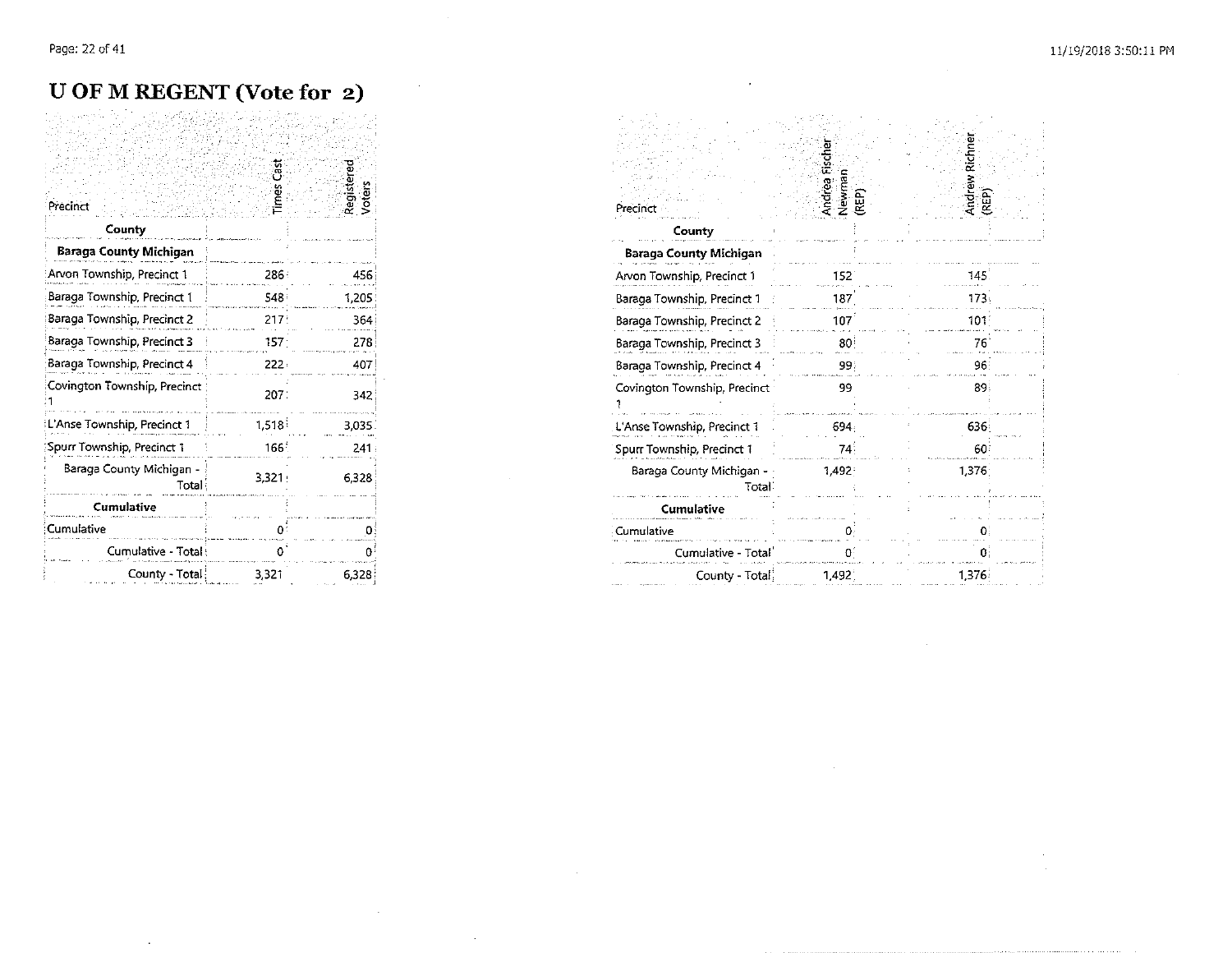# U OF M REGENT (Vote for 2)

| Precinct | Times Cast | Registered Voters | Andrea Fischer Newman (REP) | Andrew Richner (REP) |
|---|---|---|---|---|
| **County** | | | | |
| **Baraga County Michigan** | | | | |
| Arvon Township, Precinct 1 | 286 | 456 | 152 | 145 |
| Baraga Township, Precinct 1 | 548 | 1,205 | 187 | 173 |
| Baraga Township, Precinct 2 | 217 | 364 | 107 | 101 |
| Baraga Township, Precinct 3 | 157 | 278 | 80 | 76 |
| Baraga Township, Precinct 4 | 222 | 407 | 99 | 96 |
| Covington Township, Precinct 1 | 207 | 342 | 99 | 89 |
| L'Anse Township, Precinct 1 | 1,518 | 3,035 | 694 | 636 |
| Spurr Township, Precinct 1 | 166 | 241 | 74 | 60 |
| Baraga County Michigan - Total | 3,321 | 6,328 | 1,492 | 1,376 |
| **Cumulative** | | | | |
| Cumulative | 0 | 0 | 0 | 0 |
| Cumulative - Total | 0 | 0 | 0 | 0 |
| County - Total | 3,321 | 6,328 | 1,492 | 1,376 |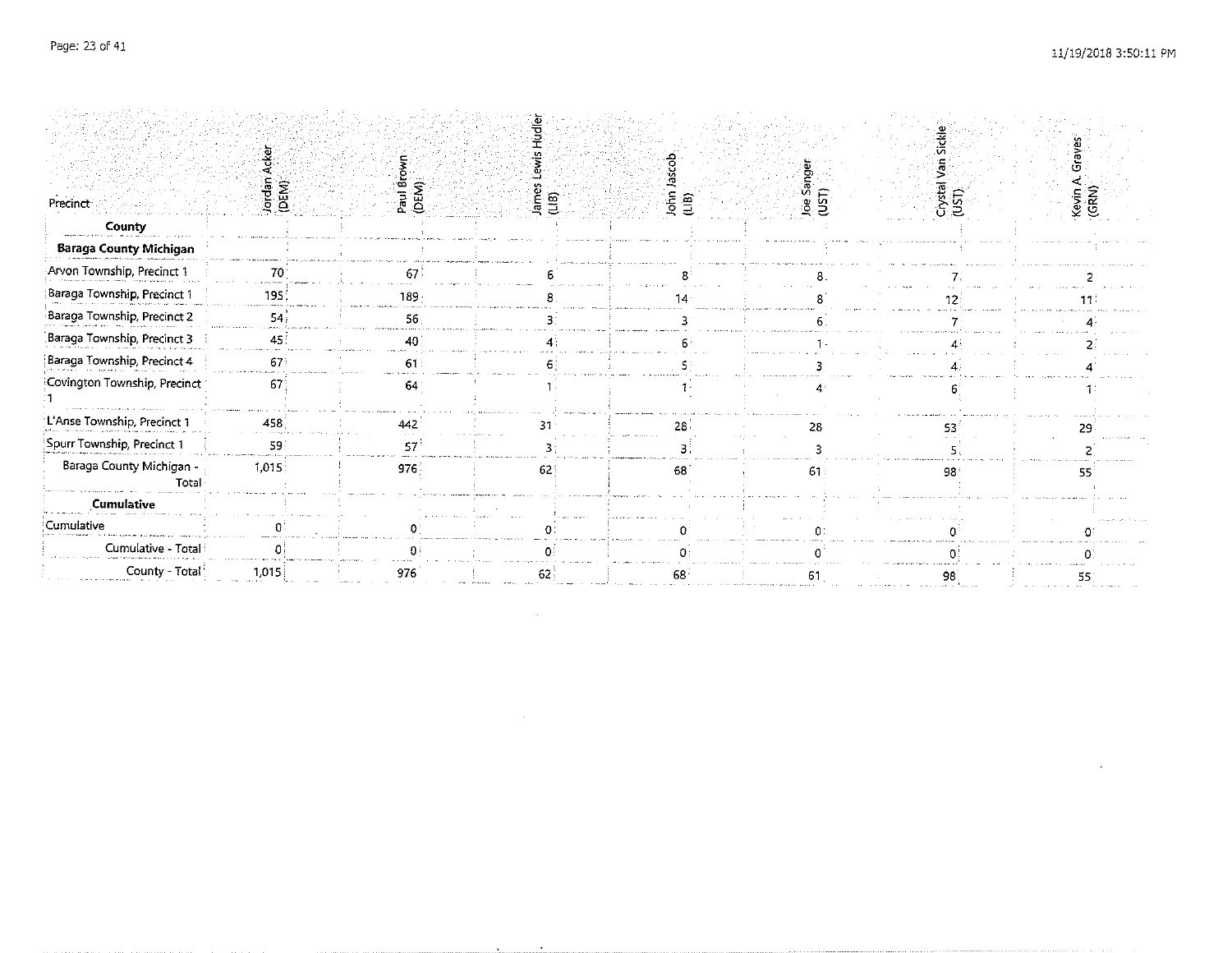| Precinct | Jordan Acker (DEM) | Paul Brown (DEM) | James Lewis Hudler (LIB) | John Jascob (LIB) | Joe Sanger (UST) | Crystal Van Sickle (UST) | Kevin A. Graves (GRN) |
|---|---|---|---|---|---|---|---|
| **County** | | | | | | | |
| **Baraga County Michigan** | | | | | | | |
| Arvon Township, Precinct 1 | 70 | 67 | 6 | 8 | 8 | 7 | 2 |
| Baraga Township, Precinct 1 | 195 | 189 | 8 | 14 | 8 | 12 | 11 |
| Baraga Township, Precinct 2 | 54 | 56 | 3 | 3 | 6 | 7 | 4 |
| Baraga Township, Precinct 3 | 45 | 40 | 4 | 6 | 1 | 4 | 2 |
| Baraga Township, Precinct 4 | 67 | 61 | 6 | 5 | 3 | 4 | 4 |
| Covington Township, Precinct 1 | 67 | 64 | 1 | 1 | 4 | 6 | 1 |
| L'Anse Township, Precinct 1 | 458 | 442 | 31 | 28 | 28 | 53 | 29 |
| Spurr Township, Precinct 1 | 59 | 57 | 3 | 3 | 3 | 5 | 2 |
| Baraga County Michigan - Total | 1,015 | 976 | 62 | 68 | 61 | 98 | 55 |
| **Cumulative** | | | | | | | |
| Cumulative | 0 | 0 | 0 | 0 | 0 | 0 | 0 |
| Cumulative - Total | 0 | 0 | 0 | 0 | 0 | 0 | 0 |
| County - Total | 1,015 | 976 | 62 | 68 | 61 | 98 | 55 |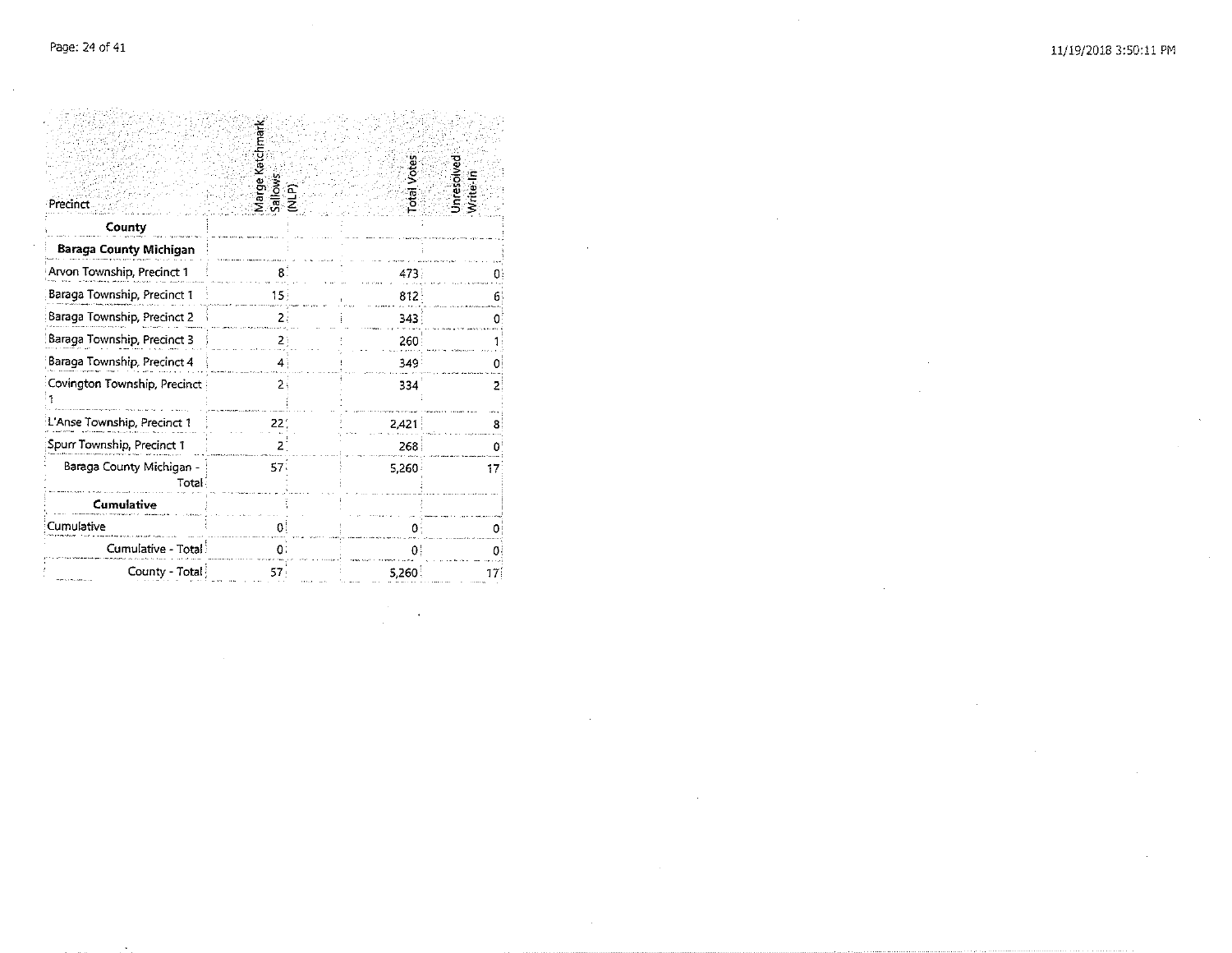| Precinct | Marge Katchmark Sallows (NLP) | Total Votes | Unresolved Write-In |
|---|---|---|---|
| **County** | | | |
| **Baraga County Michigan** | | | |
| Arvon Township, Precinct 1 | 8 | 473 | 0 |
| Baraga Township, Precinct 1 | 15 | 812 | 6 |
| Baraga Township, Precinct 2 | 2 | 343 | 0 |
| Baraga Township, Precinct 3 | 2 | 260 | 1 |
| Baraga Township, Precinct 4 | 4 | 349 | 0 |
| Covington Township, Precinct 1 | 2 | 334 | 2 |
| L'Anse Township, Precinct 1 | 22 | 2,421 | 8 |
| Spurr Township, Precinct 1 | 2 | 268 | 0 |
| Baraga County Michigan - Total | 57 | 5,260 | 17 |
| **Cumulative** | | | |
| Cumulative | 0 | 0 | 0 |
| Cumulative - Total | 0 | 0 | 0 |
| County - Total | 57 | 5,260 | 17 |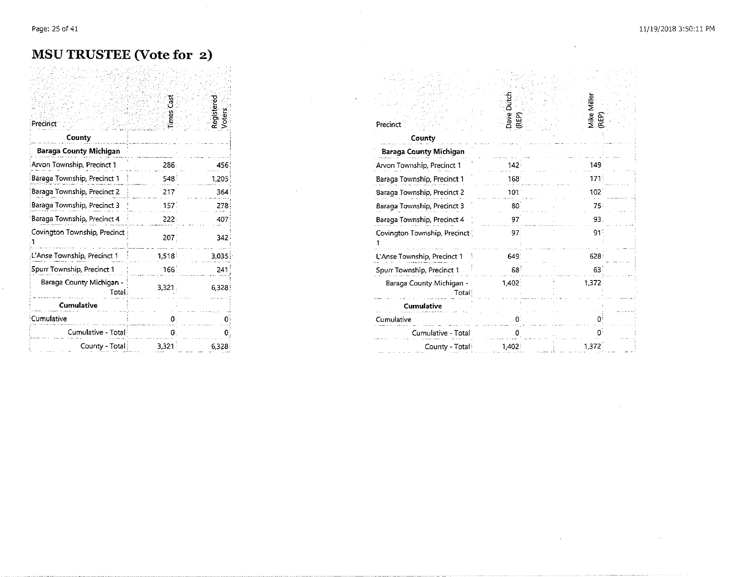# MSU TRUSTEE (Vote for 2)

| Precinct | Times Cast | Registered Voters | Dave Dutch (REP) | Mike Miller (REP) |
|---|---|---|---|---|
| **County** | | | | |
| **Baraga County Michigan** | | | | |
| Arvon Township, Precinct 1 | 286 | 456 | 142 | 149 |
| Baraga Township, Precinct 1 | 548 | 1,205 | 168 | 171 |
| Baraga Township, Precinct 2 | 217 | 364 | 101 | 102 |
| Baraga Township, Precinct 3 | 157 | 278 | 80 | 75 |
| Baraga Township, Precinct 4 | 222 | 407 | 97 | 93 |
| Covington Township, Precinct 1 | 207 | 342 | 97 | 91 |
| L'Anse Township, Precinct 1 | 1,518 | 3,035 | 649 | 628 |
| Spurr Township, Precinct 1 | 166 | 241 | 68 | 63 |
| Baraga County Michigan - Total | 3,321 | 6,328 | 1,402 | 1,372 |
| **Cumulative** | | | | |
| Cumulative | 0 | 0 | 0 | 0 |
| Cumulative - Total | 0 | 0 | 0 | 0 |
| County - Total | 3,321 | 6,328 | 1,402 | 1,372 |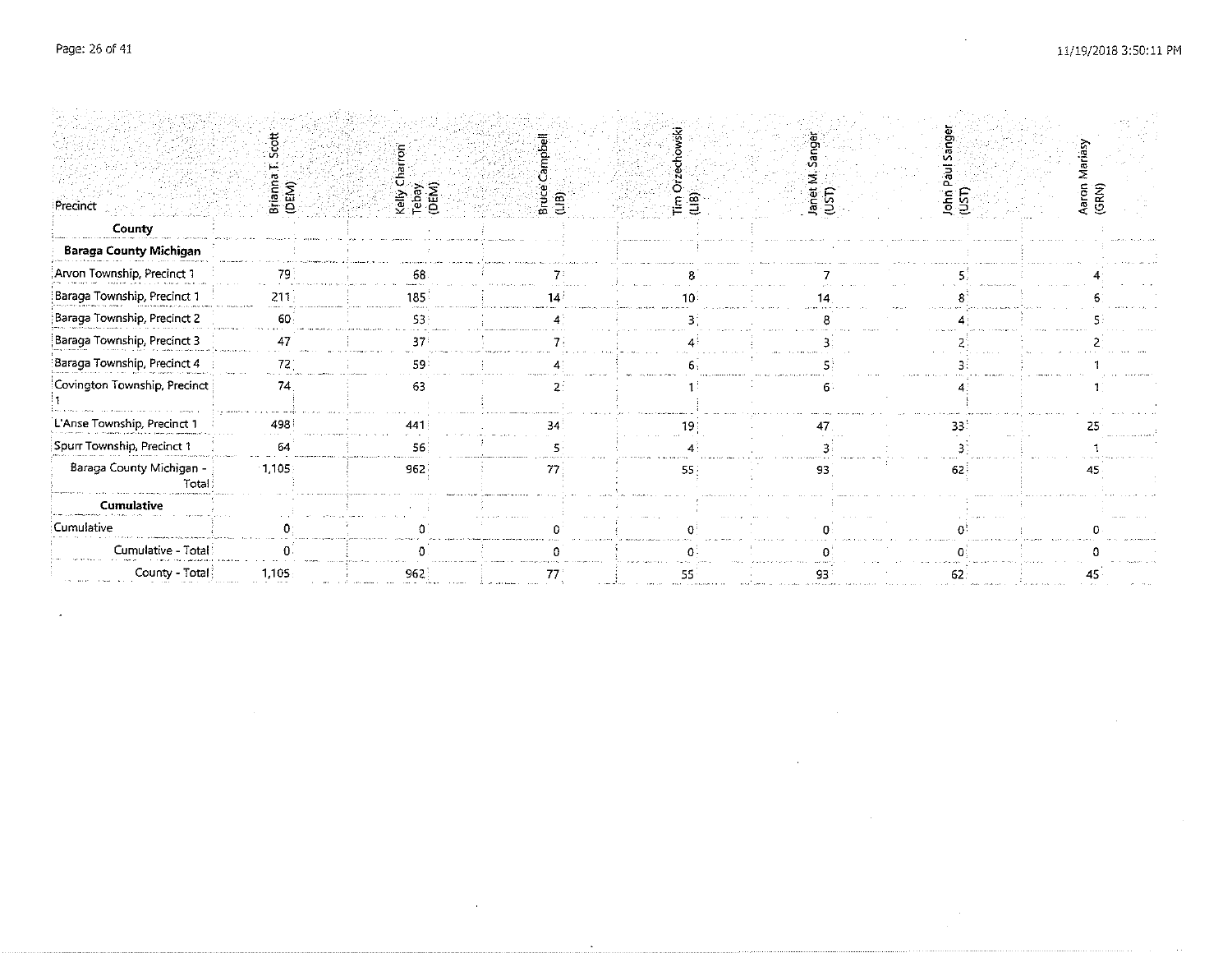| Precinct | Brianna T. Scott (DEM) | Kelly Charron Tebay (DEM) | Bruce Campbell (LIB) | Tim Orzechowski (LIB) | Janet M. Sanger (UST) | John Paul Sanger (UST) | Aaron Mariasy (GRN) |
|---|---|---|---|---|---|---|---|
| **County** | | | | | | | |
| **Baraga County Michigan** | | | | | | | |
| Arvon Township, Precinct 1 | 79 | 68 | 7 | 8 | 7 | 5 | 4 |
| Baraga Township, Precinct 1 | 211 | 185 | 14 | 10 | 14 | 8 | 6 |
| Baraga Township, Precinct 2 | 60 | 53 | 4 | 3 | 8 | 4 | 5 |
| Baraga Township, Precinct 3 | 47 | 37 | 7 | 4 | 3 | 2 | 2 |
| Baraga Township, Precinct 4 | 72 | 59 | 4 | 6 | 5 | 3 | 1 |
| Covington Township, Precinct 1 | 74 | 63 | 2 | 1 | 6 | 4 | 1 |
| L'Anse Township, Precinct 1 | 498 | 441 | 34 | 19 | 47 | 33 | 25 |
| Spurr Township, Precinct 1 | 64 | 56 | 5 | 4 | 3 | 3 | 1 |
| Baraga County Michigan - Total | 1,105 | 962 | 77 | 55 | 93 | 62 | 45 |
| **Cumulative** | | | | | | | |
| Cumulative | 0 | 0 | 0 | 0 | 0 | 0 | 0 |
| Cumulative - Total | 0 | 0 | 0 | 0 | 0 | 0 | 0 |
| County - Total | 1,105 | 962 | 77 | 55 | 93 | 62 | 45 |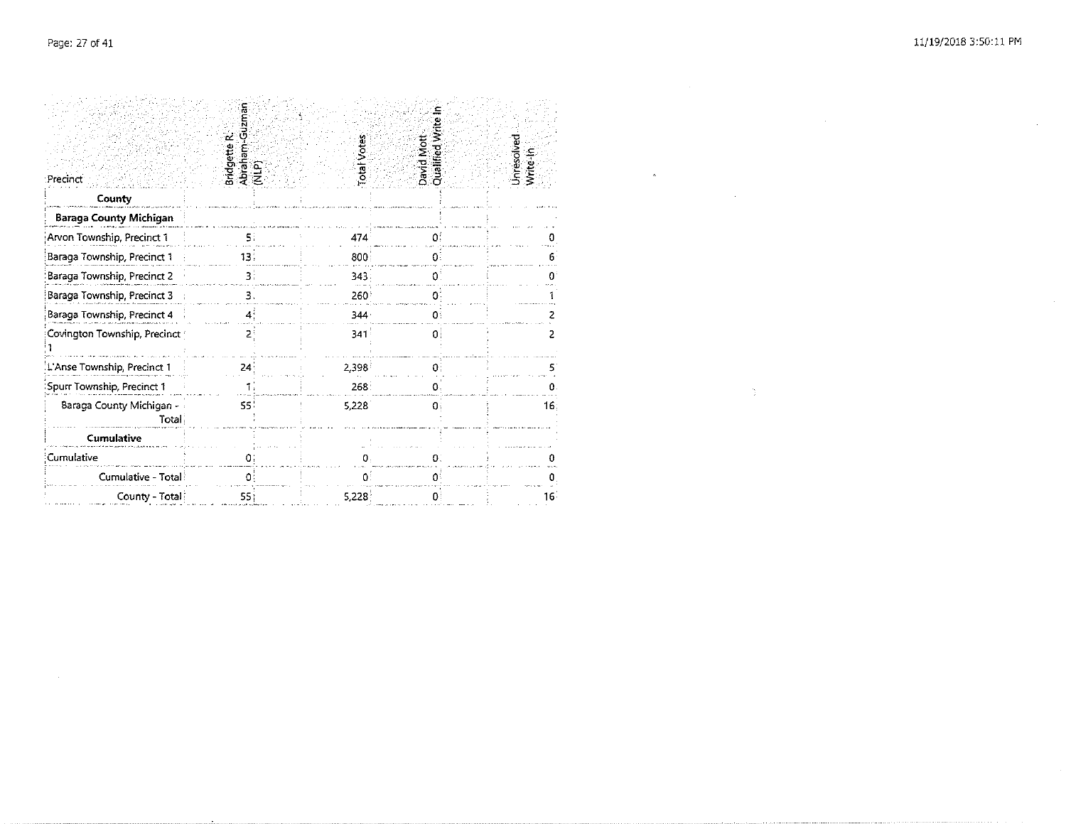| Precinct | Bridgette R. Abraham-Guzman (NLP) | Total Votes | David Mott Qualified Write In | Unresolved Write-In |
|---|---|---|---|---|
| **County** | | | | |
| **Baraga County Michigan** | | | | |
| Arvon Township, Precinct 1 | 5 | 474 | 0 | 0 |
| Baraga Township, Precinct 1 | 13 | 800 | 0 | 6 |
| Baraga Township, Precinct 2 | 3 | 343 | 0 | 0 |
| Baraga Township, Precinct 3 | 3 | 260 | 0 | 1 |
| Baraga Township, Precinct 4 | 4 | 344 | 0 | 2 |
| Covington Township, Precinct 1 | 2 | 341 | 0 | 2 |
| L'Anse Township, Precinct 1 | 24 | 2,398 | 0 | 5 |
| Spurr Township, Precinct 1 | 1 | 268 | 0 | 0 |
| Baraga County Michigan - Total | 55 | 5,228 | 0 | 16 |
| **Cumulative** | | | | |
| Cumulative | 0 | 0 | 0 | 0 |
| Cumulative - Total | 0 | 0 | 0 | 0 |
| County - Total | 55 | 5,228 | 0 | 16 |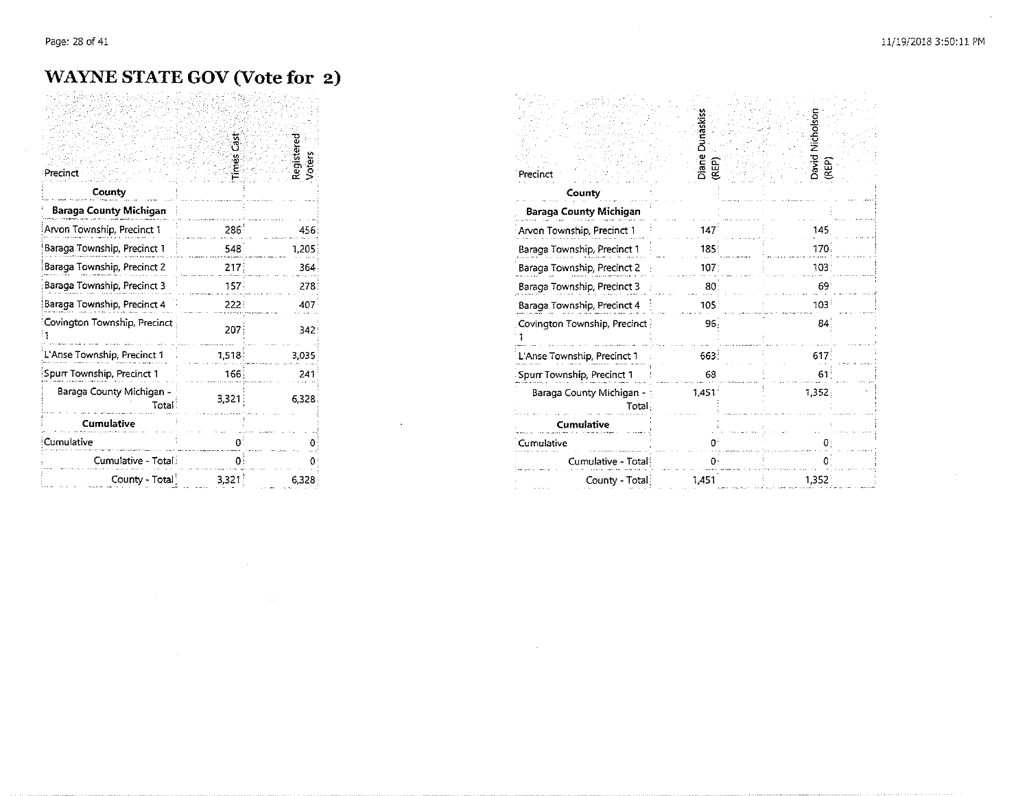# WAYNE STATE GOV (Vote for 2)

| Precinct | Times Cast | Registered Voters |
|---|---|---|
| **County** | | |
| **Baraga County Michigan** | | |
| Arvon Township, Precinct 1 | 286 | 456 |
| Baraga Township, Precinct 1 | 548 | 1,205 |
| Baraga Township, Precinct 2 | 217 | 364 |
| Baraga Township, Precinct 3 | 157 | 278 |
| Baraga Township, Precinct 4 | 222 | 407 |
| Covington Township, Precinct 1 | 207 | 342 |
| L'Anse Township, Precinct 1 | 1,518 | 3,035 |
| Spurr Township, Precinct 1 | 166 | 241 |
| Baraga County Michigan - Total | 3,321 | 6,328 |
| **Cumulative** | | |
| Cumulative | 0 | 0 |
| Cumulative - Total | 0 | 0 |
| County - Total | 3,321 | 6,328 |

| Precinct | Diane Dunaskiss (REP) | David Nicholson (REP) |
|---|---|---|
| **County** | | |
| **Baraga County Michigan** | | |
| Arvon Township, Precinct 1 | 147 | 145 |
| Baraga Township, Precinct 1 | 185 | 170 |
| Baraga Township, Precinct 2 | 107 | 103 |
| Baraga Township, Precinct 3 | 80 | 69 |
| Baraga Township, Precinct 4 | 105 | 103 |
| Covington Township, Precinct 1 | 96 | 84 |
| L'Anse Township, Precinct 1 | 663 | 617 |
| Spurr Township, Precinct 1 | 68 | 61 |
| Baraga County Michigan - Total | 1,451 | 1,352 |
| **Cumulative** | | |
| Cumulative | 0 | 0 |
| Cumulative - Total | 0 | 0 |
| County - Total | 1,451 | 1,352 |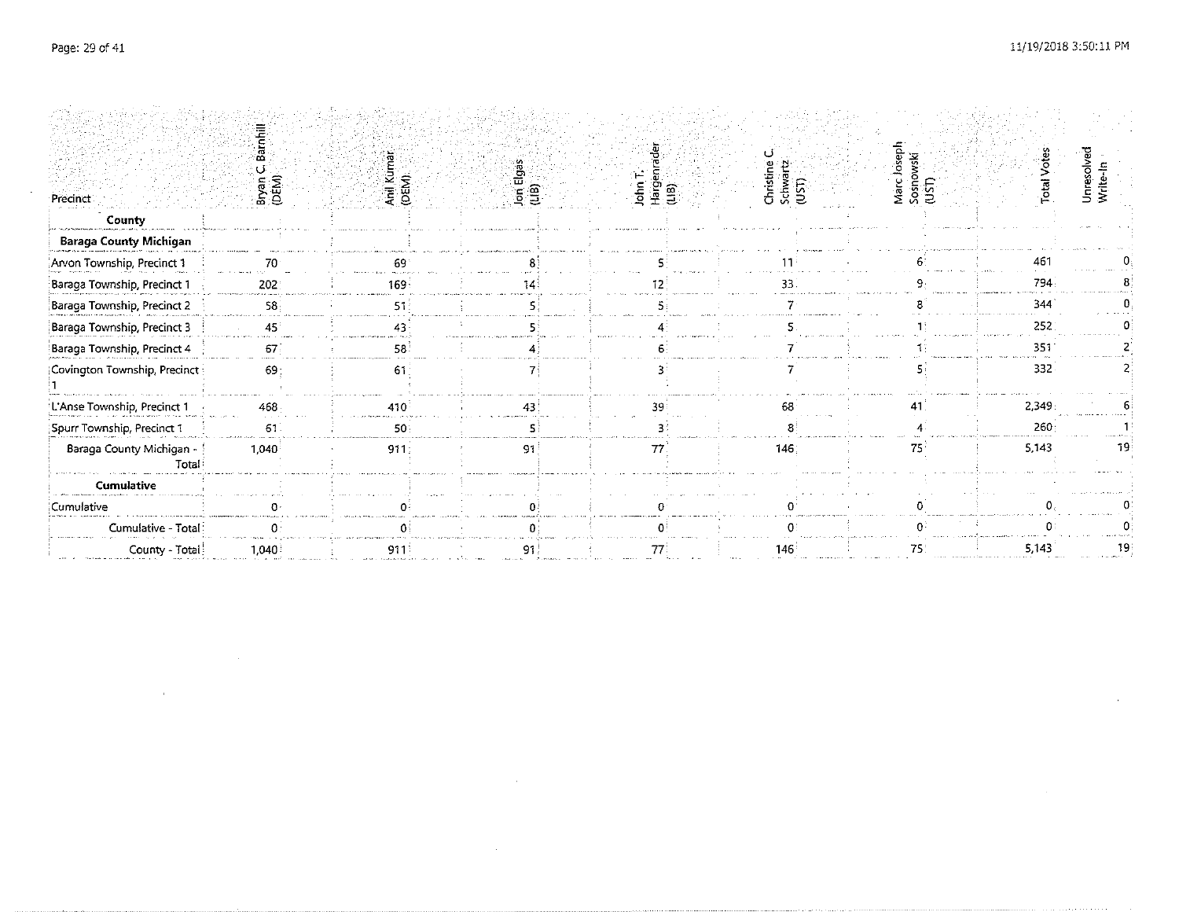| Precinct | Bryan C. Barnhill (DEM) | Anil Kumar (DEM) | Jon Elgas (LIB) | John T. Hargenrader (LIB) | Christine C. Schwartz (UST) | Marc Joseph Sosnowski (UST) | Total Votes | Unresolved Write-In |
|---|---|---|---|---|---|---|---|---|
| **County** | | | | | | | | |
| **Baraga County Michigan** | | | | | | | | |
| Arvon Township, Precinct 1 | 70 | 69 | 8 | 5 | 11 | 6 | 461 | 0 |
| Baraga Township, Precinct 1 | 202 | 169 | 14 | 12 | 33 | 9 | 794 | 8 |
| Baraga Township, Precinct 2 | 58 | 51 | 5 | 5 | 7 | 8 | 344 | 0 |
| Baraga Township, Precinct 3 | 45 | 43 | 5 | 4 | 5 | 1 | 252 | 0 |
| Baraga Township, Precinct 4 | 67 | 58 | 4 | 6 | 7 | 1 | 351 | 2 |
| Covington Township, Precinct 1 | 69 | 61 | 7 | 3 | 7 | 5 | 332 | 2 |
| L'Anse Township, Precinct 1 | 468 | 410 | 43 | 39 | 68 | 41 | 2,349 | 6 |
| Spurr Township, Precinct 1 | 61 | 50 | 5 | 3 | 8 | 4 | 260 | 1 |
| Baraga County Michigan - Total | 1,040 | 911 | 91 | 77 | 146 | 75 | 5,143 | 19 |
| **Cumulative** | | | | | | | | |
| Cumulative | 0 | 0 | 0 | 0 | 0 | 0 | 0 | 0 |
| Cumulative - Total | 0 | 0 | 0 | 0 | 0 | 0 | 0 | 0 |
| County - Total | 1,040 | 911 | 91 | 77 | 146 | 75 | 5,143 | 19 |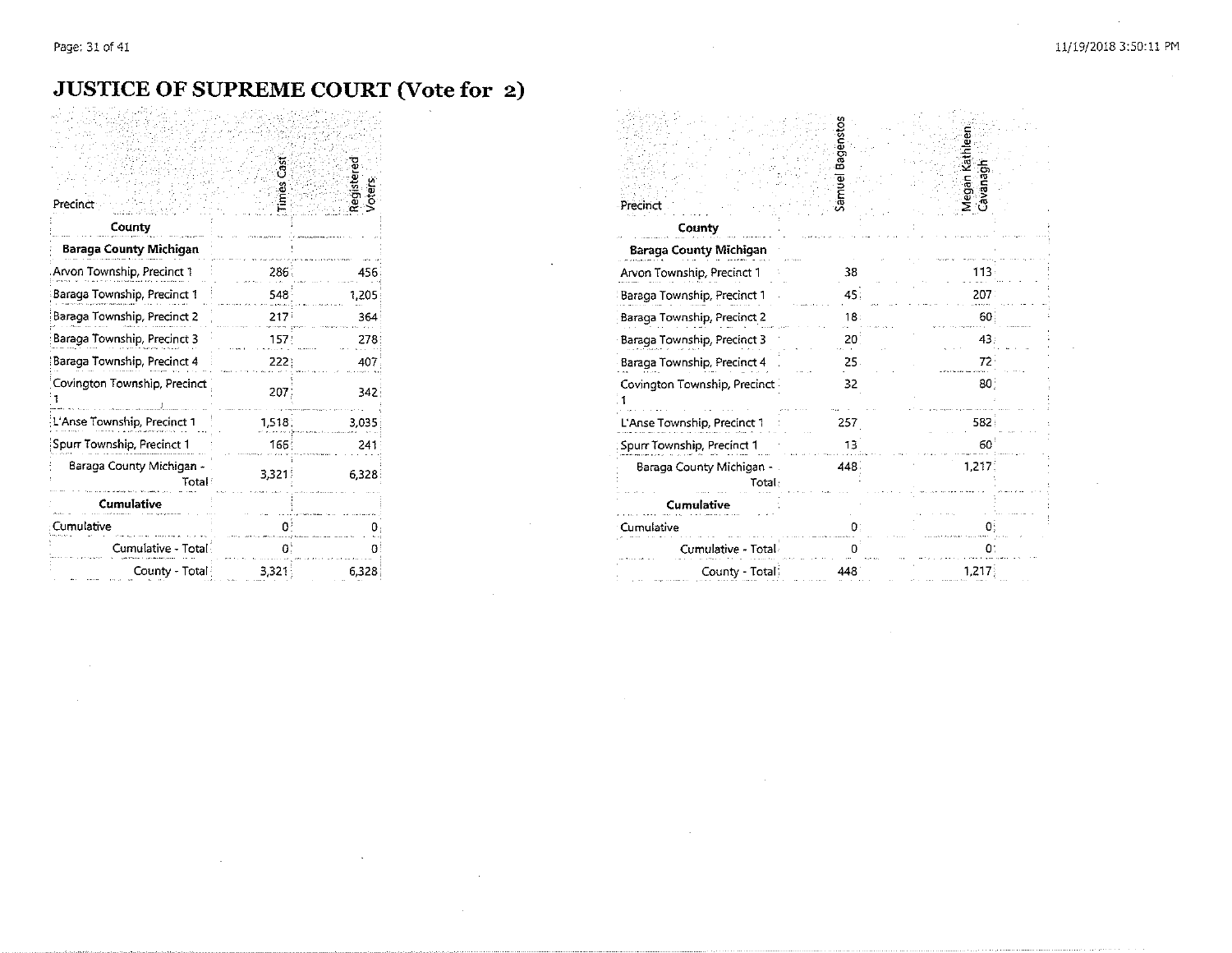# JUSTICE OF SUPREME COURT (Vote for 2)

| Precinct | Times Cast | Registered Voters |
|---|---|---|
| **County** | | |
| **Baraga County Michigan** | | |
| Arvon Township, Precinct 1 | 286 | 456 |
| Baraga Township, Precinct 1 | 548 | 1,205 |
| Baraga Township, Precinct 2 | 217 | 364 |
| Baraga Township, Precinct 3 | 157 | 278 |
| Baraga Township, Precinct 4 | 222 | 407 |
| Covington Township, Precinct 1 | 207 | 342 |
| L'Anse Township, Precinct 1 | 1,518 | 3,035 |
| Spurr Township, Precinct 1 | 166 | 241 |
| Baraga County Michigan - Total | 3,321 | 6,328 |
| **Cumulative** | | |
| Cumulative | 0 | 0 |
| Cumulative - Total | 0 | 0 |
| County - Total | 3,321 | 6,328 |

| Precinct | Samuel Bagenstos | Megan Kathleen Cavanagh |
|---|---|---|
| **County** | | |
| **Baraga County Michigan** | | |
| Arvon Township, Precinct 1 | 38 | 113 |
| Baraga Township, Precinct 1 | 45 | 207 |
| Baraga Township, Precinct 2 | 18 | 60 |
| Baraga Township, Precinct 3 | 20 | 43 |
| Baraga Township, Precinct 4 | 25 | 72 |
| Covington Township, Precinct 1 | 32 | 80 |
| L'Anse Township, Precinct 1 | 257 | 582 |
| Spurr Township, Precinct 1 | 13 | 60 |
| Baraga County Michigan - Total | 448 | 1,217 |
| **Cumulative** | | |
| Cumulative | 0 | 0 |
| Cumulative - Total | 0 | 0 |
| County - Total | 448 | 1,217 |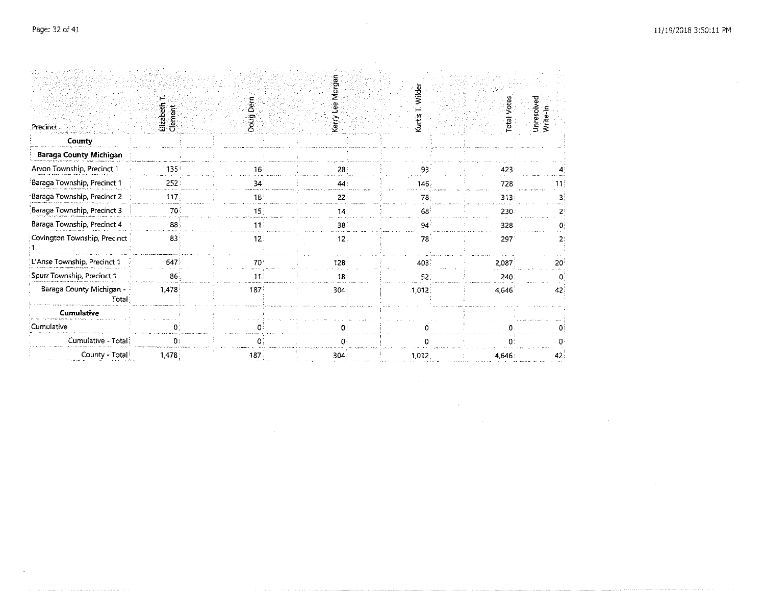| Precinct | Elizabeth T. Clement | Doug Dern | Kerry Lee Morgan | Kurtis T. Wilder | Total Votes | Unresolved Write-In |
|---|---|---|---|---|---|---|
| **County** | | | | | | |
| **Baraga County Michigan** | | | | | | |
| Arvon Township, Precinct 1 | 135 | 16 | 28 | 93 | 423 | 4 |
| Baraga Township, Precinct 1 | 252 | 34 | 44 | 146 | 728 | 11 |
| Baraga Township, Precinct 2 | 117 | 18 | 22 | 78 | 313 | 3 |
| Baraga Township, Precinct 3 | 70 | 15 | 14 | 68 | 230 | 2 |
| Baraga Township, Precinct 4 | 88 | 11 | 38 | 94 | 328 | 0 |
| Covington Township, Precinct 1 | 83 | 12 | 12 | 78 | 297 | 2 |
| L'Anse Township, Precinct 1 | 647 | 70 | 128 | 403 | 2,087 | 20 |
| Spurr Township, Precinct 1 | 86 | 11 | 18 | 52 | 240 | 0 |
| Baraga County Michigan - Total | 1,478 | 187 | 304 | 1,012 | 4,646 | 42 |
| **Cumulative** | | | | | | |
| Cumulative | 0 | 0 | 0 | 0 | 0 | 0 |
| Cumulative - Total | 0 | 0 | 0 | 0 | 0 | 0 |
| County - Total | 1,478 | 187 | 304 | 1,012 | 4,646 | 42 |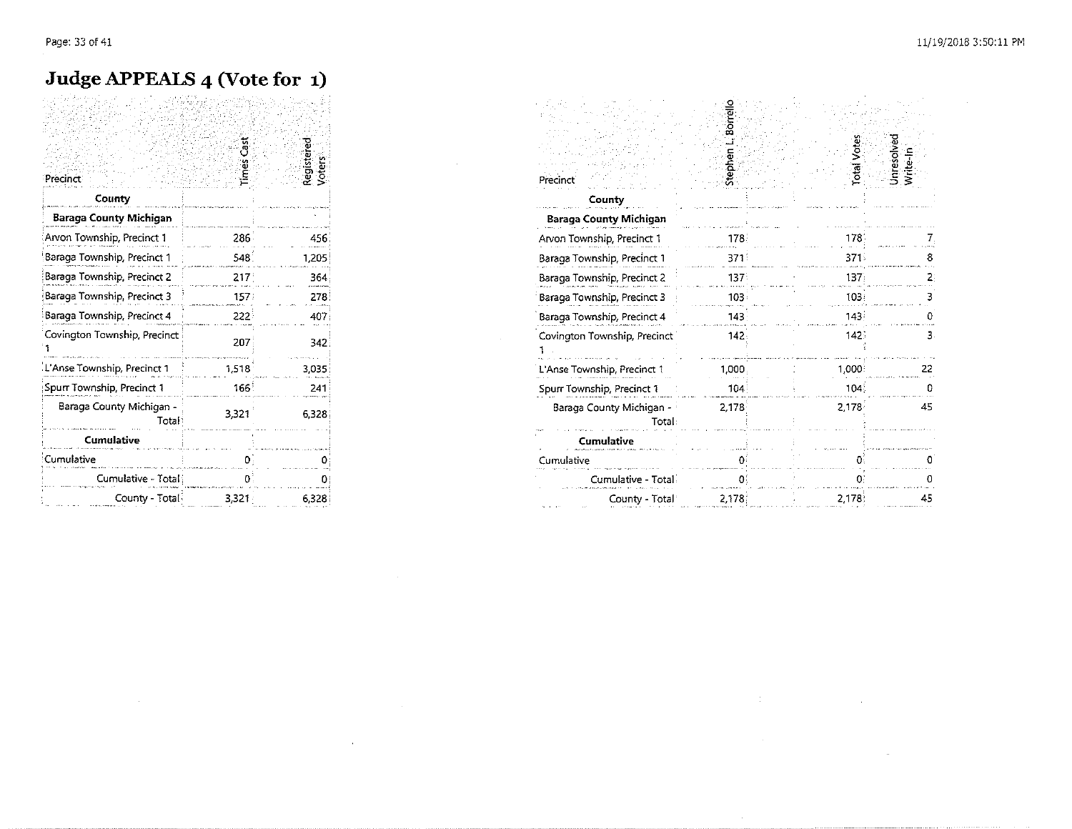# Judge APPEALS 4 (Vote for 1)

| Precinct | Times Cast | Registered Voters | Stephen L. Borrello | Total Votes | Unresolved Write-In |
|---|---|---|---|---|---|
| **County** | | | | | |
| **Baraga County Michigan** | | | | | |
| Arvon Township, Precinct 1 | 286 | 456 | 178 | 178 | 7 |
| Baraga Township, Precinct 1 | 548 | 1,205 | 371 | 371 | 8 |
| Baraga Township, Precinct 2 | 217 | 364 | 137 | 137 | 2 |
| Baraga Township, Precinct 3 | 157 | 278 | 103 | 103 | 3 |
| Baraga Township, Precinct 4 | 222 | 407 | 143 | 143 | 0 |
| Covington Township, Precinct 1 | 207 | 342 | 142 | 142 | 3 |
| L'Anse Township, Precinct 1 | 1,518 | 3,035 | 1,000 | 1,000 | 22 |
| Spurr Township, Precinct 1 | 166 | 241 | 104 | 104 | 0 |
| Baraga County Michigan - Total | 3,321 | 6,328 | 2,178 | 2,178 | 45 |
| **Cumulative** | | | | | |
| Cumulative | 0 | 0 | 0 | 0 | 0 |
| Cumulative - Total | 0 | 0 | 0 | 0 | 0 |
| County - Total | 3,321 | 6,328 | 2,178 | 2,178 | 45 |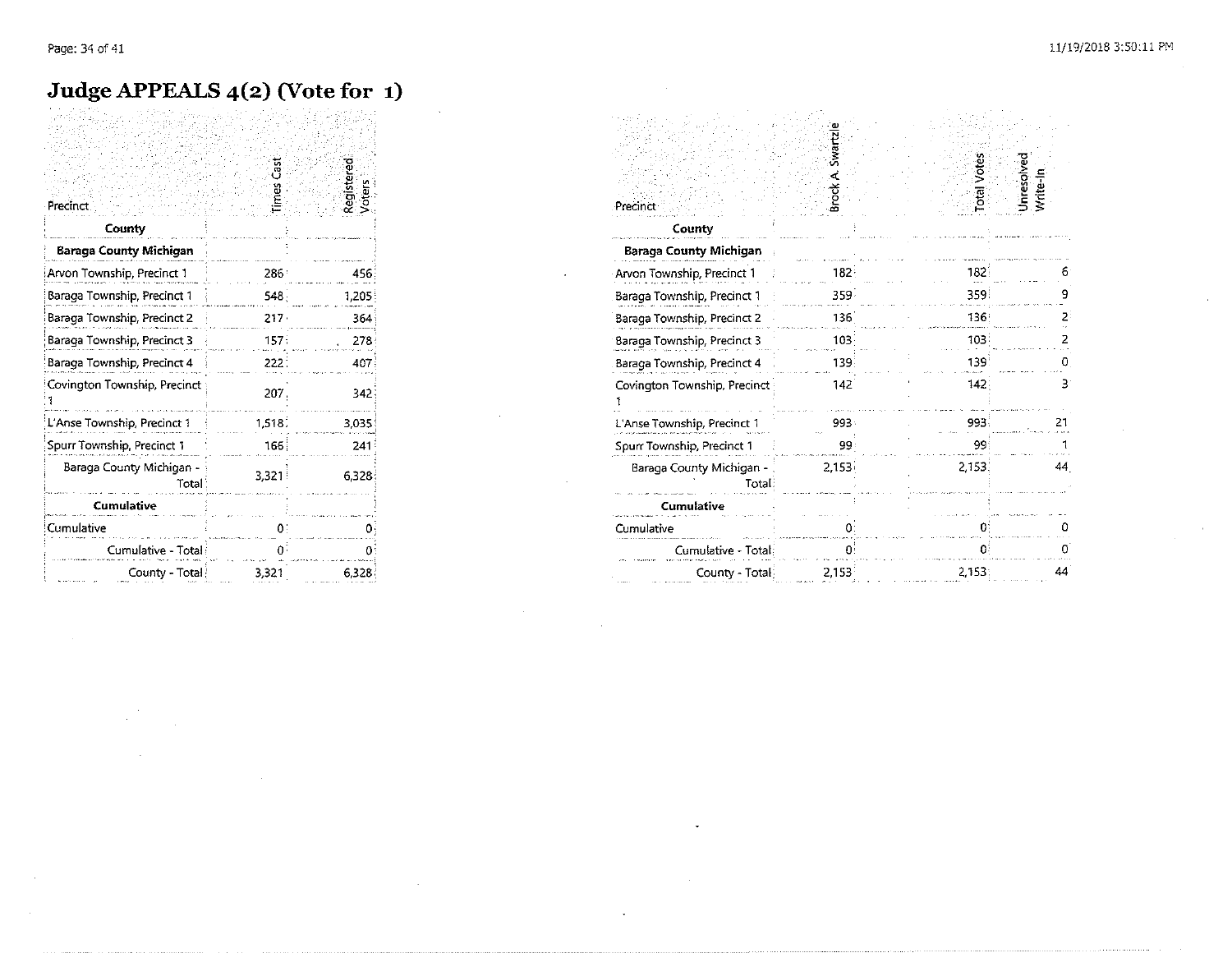# Judge APPEALS 4(2) (Vote for 1)

| Precinct | Times Cast | Registered Voters | Brock A. Swartzle | Total Votes | Unresolved Write-In |
|---|---|---|---|---|---|
| **County** | | | | | |
| **Baraga County Michigan** | | | | | |
| Arvon Township, Precinct 1 | 286 | 456 | 182 | 182 | 6 |
| Baraga Township, Precinct 1 | 548 | 1,205 | 359 | 359 | 9 |
| Baraga Township, Precinct 2 | 217 | 364 | 136 | 136 | 2 |
| Baraga Township, Precinct 3 | 157 | 278 | 103 | 103 | 2 |
| Baraga Township, Precinct 4 | 222 | 407 | 139 | 139 | 0 |
| Covington Township, Precinct 1 | 207 | 342 | 142 | 142 | 3 |
| L'Anse Township, Precinct 1 | 1,518 | 3,035 | 993 | 993 | 21 |
| Spurr Township, Precinct 1 | 166 | 241 | 99 | 99 | 1 |
| Baraga County Michigan - Total | 3,321 | 6,328 | 2,153 | 2,153 | 44 |
| **Cumulative** | | | | | |
| Cumulative | 0 | 0 | 0 | 0 | 0 |
| Cumulative - Total | 0 | 0 | 0 | 0 | 0 |
| County - Total | 3,321 | 6,328 | 2,153 | 2,153 | 44 |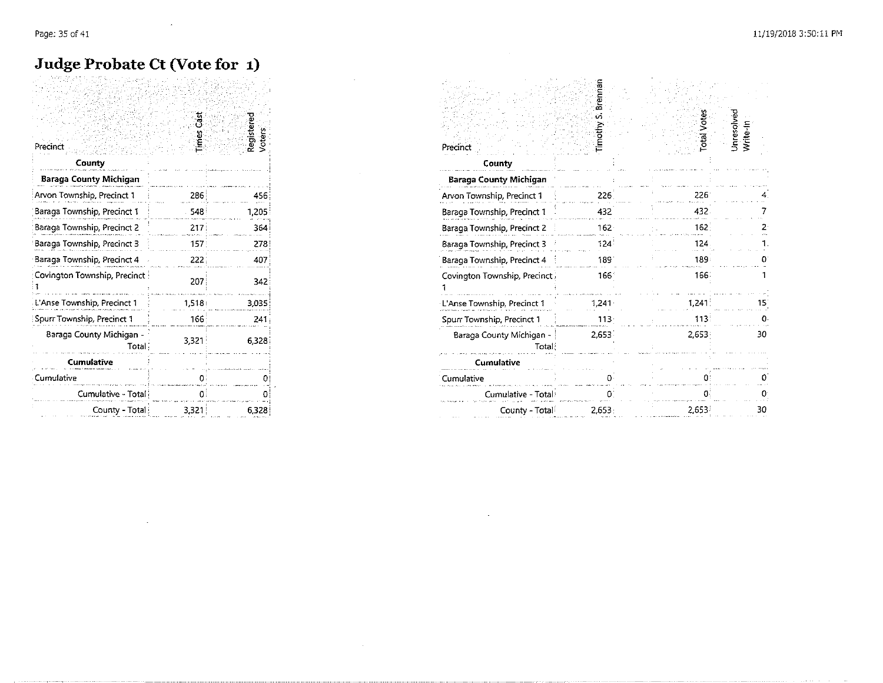# Judge Probate Ct (Vote for 1)

| Precinct | Times Cast | Registered Voters |
|---|---|---|
| **County** | | |
| **Baraga County Michigan** | | |
| Arvon Township, Precinct 1 | 286 | 456 |
| Baraga Township, Precinct 1 | 548 | 1,205 |
| Baraga Township, Precinct 2 | 217 | 364 |
| Baraga Township, Precinct 3 | 157 | 278 |
| Baraga Township, Precinct 4 | 222 | 407 |
| Covington Township, Precinct 1 | 207 | 342 |
| L'Anse Township, Precinct 1 | 1,518 | 3,035 |
| Spurr Township, Precinct 1 | 166 | 241 |
| Baraga County Michigan - Total | 3,321 | 6,328 |
| **Cumulative** | | |
| Cumulative | 0 | 0 |
| Cumulative - Total | 0 | 0 |
| County - Total | 3,321 | 6,328 |

| Precinct | Timothy S. Brennan | Total Votes | Unresolved Write-In |
|---|---|---|---|
| **County** | | | |
| **Baraga County Michigan** | | | |
| Arvon Township, Precinct 1 | 226 | 226 | 4 |
| Baraga Township, Precinct 1 | 432 | 432 | 7 |
| Baraga Township, Precinct 2 | 162 | 162 | 2 |
| Baraga Township, Precinct 3 | 124 | 124 | 1 |
| Baraga Township, Precinct 4 | 189 | 189 | 0 |
| Covington Township, Precinct 1 | 166 | 166 | 1 |
| L'Anse Township, Precinct 1 | 1,241 | 1,241 | 15 |
| Spurr Township, Precinct 1 | 113 | 113 | 0 |
| Baraga County Michigan - Total | 2,653 | 2,653 | 30 |
| **Cumulative** | | | |
| Cumulative | 0 | 0 | 0 |
| Cumulative - Total | 0 | 0 | 0 |
| County - Total | 2,653 | 2,653 | 30 |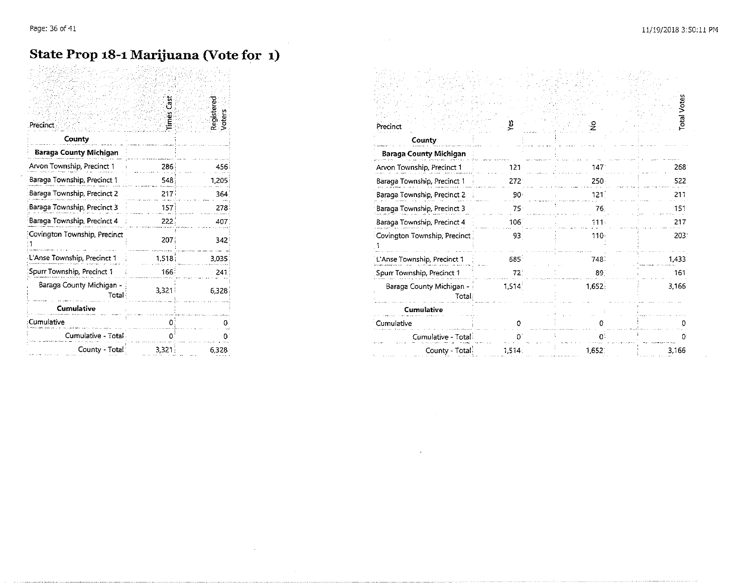# State Prop 18-1 Marijuana (Vote for 1)

| Precinct | Times Cast | Registered Voters |
|---|---|---|
| **County** | | |
| **Baraga County Michigan** | | |
| Arvon Township, Precinct 1 | 286 | 456 |
| Baraga Township, Precinct 1 | 548 | 1,205 |
| Baraga Township, Precinct 2 | 217 | 364 |
| Baraga Township, Precinct 3 | 157 | 278 |
| Baraga Township, Precinct 4 | 222 | 407 |
| Covington Township, Precinct 1 | 207 | 342 |
| L'Anse Township, Precinct 1 | 1,518 | 3,035 |
| Spurr Township, Precinct 1 | 166 | 241 |
| Baraga County Michigan - Total | 3,321 | 6,328 |
| **Cumulative** | | |
| Cumulative | 0 | 0 |
| Cumulative - Total | 0 | 0 |
| County - Total | 3,321 | 6,328 |

| Precinct | Yes | No | Total Votes |
|---|---|---|---|
| **County** | | | |
| **Baraga County Michigan** | | | |
| Arvon Township, Precinct 1 | 121 | 147 | 268 |
| Baraga Township, Precinct 1 | 272 | 250 | 522 |
| Baraga Township, Precinct 2 | 90 | 121 | 211 |
| Baraga Township, Precinct 3 | 75 | 76 | 151 |
| Baraga Township, Precinct 4 | 106 | 111 | 217 |
| Covington Township, Precinct 1 | 93 | 110 | 203 |
| L'Anse Township, Precinct 1 | 685 | 748 | 1,433 |
| Spurr Township, Precinct 1 | 72 | 89 | 161 |
| Baraga County Michigan - Total | 1,514 | 1,652 | 3,166 |
| **Cumulative** | | | |
| Cumulative | 0 | 0 | 0 |
| Cumulative - Total | 0 | 0 | 0 |
| County - Total | 1,514 | 1,652 | 3,166 |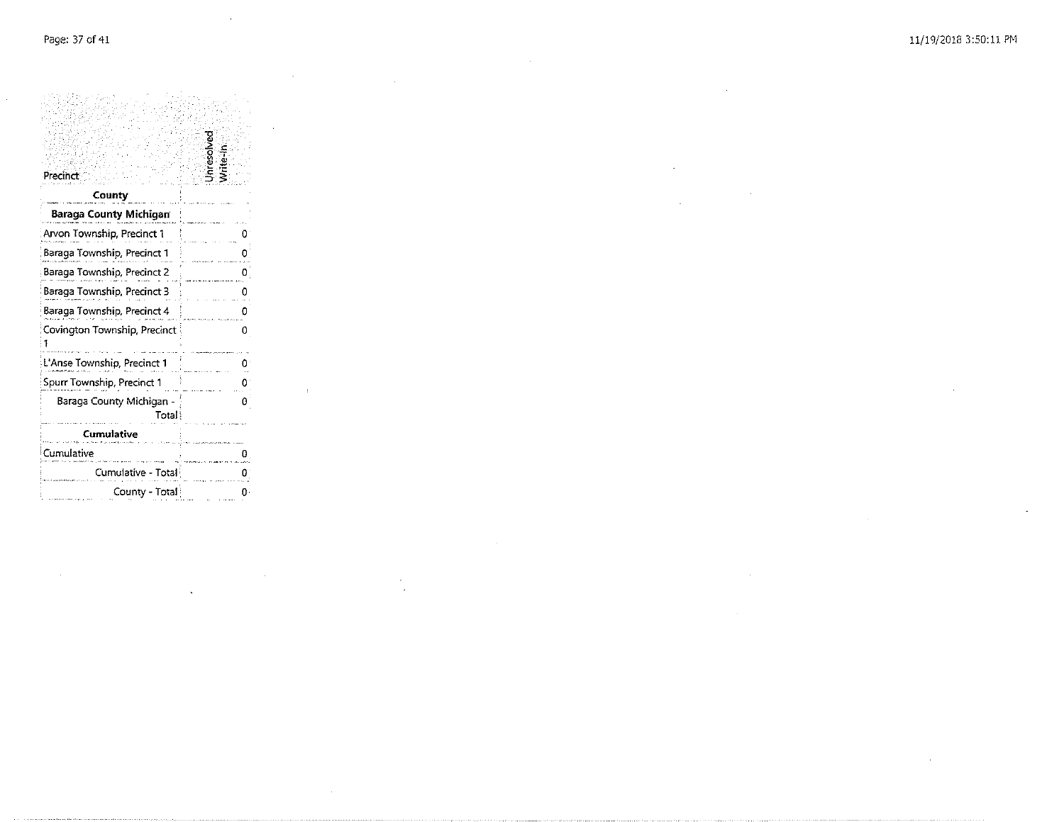| Precinct | Unresolved Write-In |
|---|---|
| **County** | |
| **Baraga County Michigan** | |
| Arvon Township, Precinct 1 | 0 |
| Baraga Township, Precinct 1 | 0 |
| Baraga Township, Precinct 2 | 0 |
| Baraga Township, Precinct 3 | 0 |
| Baraga Township, Precinct 4 | 0 |
| Covington Township, Precinct 1 | 0 |
| L'Anse Township, Precinct 1 | 0 |
| Spurr Township, Precinct 1 | 0 |
| Baraga County Michigan - Total | 0 |
| **Cumulative** | |
| Cumulative | 0 |
| Cumulative - Total | 0 |
| County - Total | 0 |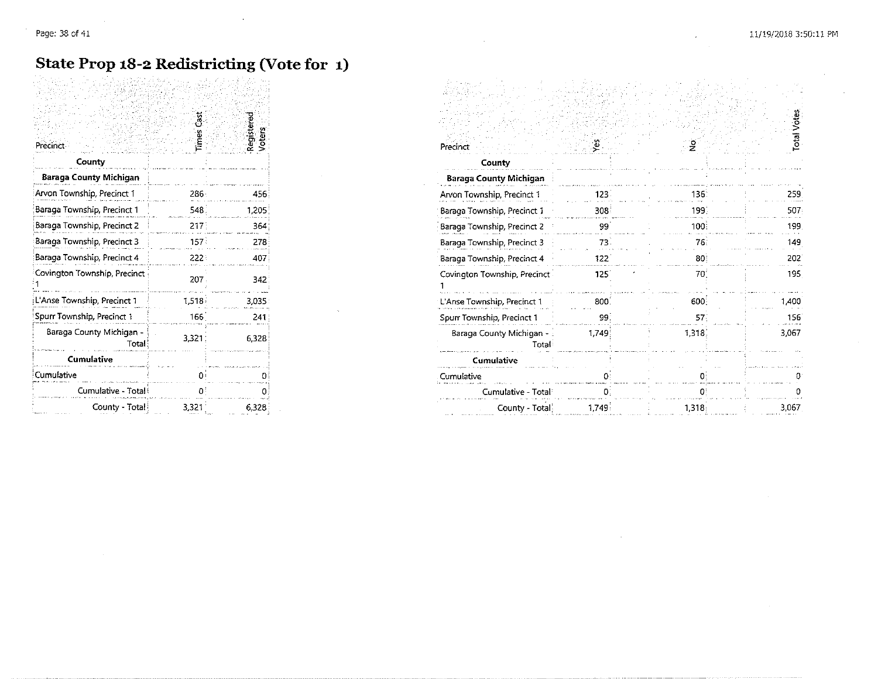# State Prop 18-2 Redistricting (Vote for 1)

| Precinct | Times Cast | Registered Voters |
|---|---|---|
| **County** | | |
| **Baraga County Michigan** | | |
| Arvon Township, Precinct 1 | 286 | 456 |
| Baraga Township, Precinct 1 | 548 | 1,205 |
| Baraga Township, Precinct 2 | 217 | 364 |
| Baraga Township, Precinct 3 | 157 | 278 |
| Baraga Township, Precinct 4 | 222 | 407 |
| Covington Township, Precinct 1 | 207 | 342 |
| L'Anse Township, Precinct 1 | 1,518 | 3,035 |
| Spurr Township, Precinct 1 | 166 | 241 |
| Baraga County Michigan - Total | 3,321 | 6,328 |
| **Cumulative** | | |
| Cumulative | 0 | 0 |
| Cumulative - Total | 0 | 0 |
| County - Total | 3,321 | 6,328 |

| Precinct | Yes | No | Total Votes |
|---|---|---|---|
| **County** | | | |
| **Baraga County Michigan** | | | |
| Arvon Township, Precinct 1 | 123 | 136 | 259 |
| Baraga Township, Precinct 1 | 308 | 199 | 507 |
| Baraga Township, Precinct 2 | 99 | 100 | 199 |
| Baraga Township, Precinct 3 | 73 | 76 | 149 |
| Baraga Township, Precinct 4 | 122 | 80 | 202 |
| Covington Township, Precinct 1 | 125 | 70 | 195 |
| L'Anse Township, Precinct 1 | 800 | 600 | 1,400 |
| Spurr Township, Precinct 1 | 99 | 57 | 156 |
| Baraga County Michigan - Total | 1,749 | 1,318 | 3,067 |
| **Cumulative** | | | |
| Cumulative | 0 | 0 | 0 |
| Cumulative - Total | 0 | 0 | 0 |
| County - Total | 1,749 | 1,318 | 3,067 |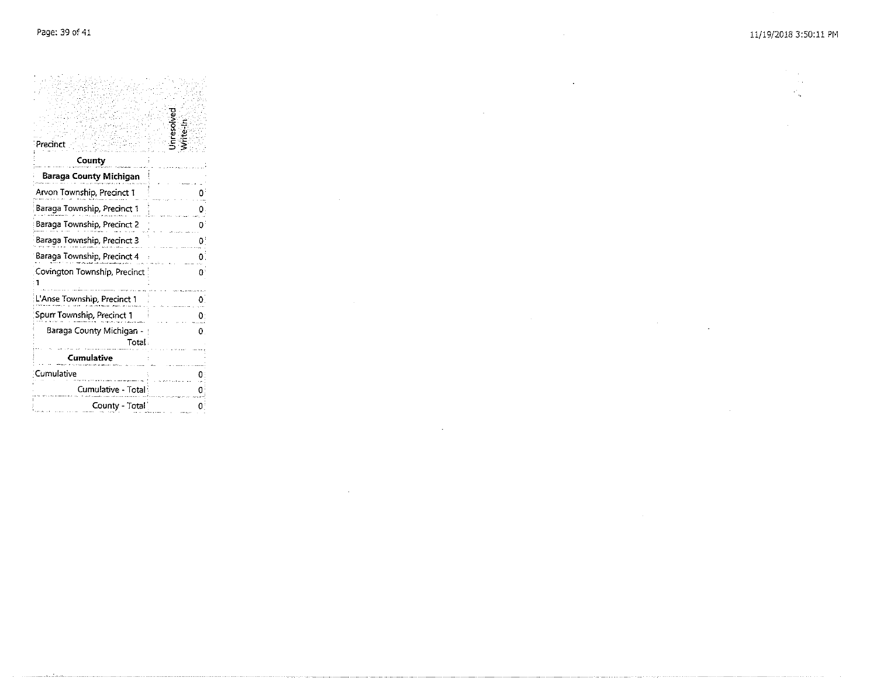| Precinct | Unresolved Write-In |
|---|---|
| **County** | |
| **Baraga County Michigan** | |
| Arvon Township, Precinct 1 | 0 |
| Baraga Township, Precinct 1 | 0 |
| Baraga Township, Precinct 2 | 0 |
| Baraga Township, Precinct 3 | 0 |
| Baraga Township, Precinct 4 | 0 |
| Covington Township, Precinct 1 | 0 |
| L'Anse Township, Precinct 1 | 0 |
| Spurr Township, Precinct 1 | 0 |
| Baraga County Michigan - Total | 0 |
| **Cumulative** | |
| Cumulative | 0 |
| Cumulative - Total | 0 |
| County - Total | 0 |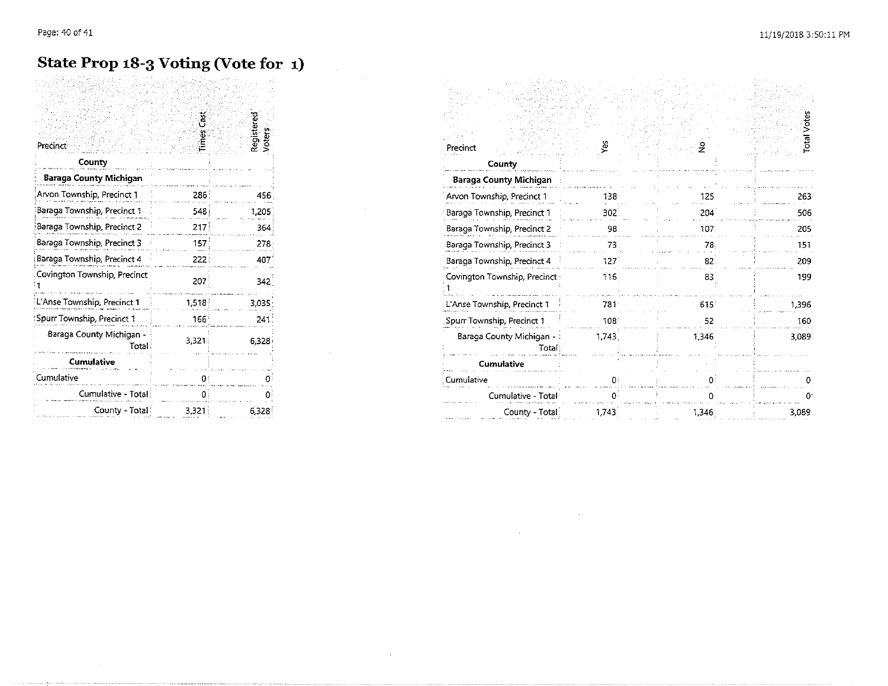# State Prop 18-3 Voting (Vote for 1)

| Precinct | Times Cast | Registered Voters |
|---|---|---|
| **County** | | |
| **Baraga County Michigan** | | |
| Arvon Township, Precinct 1 | 286 | 456 |
| Baraga Township, Precinct 1 | 548 | 1,205 |
| Baraga Township, Precinct 2 | 217 | 364 |
| Baraga Township, Precinct 3 | 157 | 278 |
| Baraga Township, Precinct 4 | 222 | 407 |
| Covington Township, Precinct 1 | 207 | 342 |
| L'Anse Township, Precinct 1 | 1,518 | 3,035 |
| Spurr Township, Precinct 1 | 166 | 241 |
| Baraga County Michigan - Total | 3,321 | 6,328 |
| **Cumulative** | | |
| Cumulative | 0 | 0 |
| Cumulative - Total | 0 | 0 |
| County - Total | 3,321 | 6,328 |

| Precinct | Yes | No | Total Votes |
|---|---|---|---|
| **County** | | | |
| **Baraga County Michigan** | | | |
| Arvon Township, Precinct 1 | 138 | 125 | 263 |
| Baraga Township, Precinct 1 | 302 | 204 | 506 |
| Baraga Township, Precinct 2 | 98 | 107 | 205 |
| Baraga Township, Precinct 3 | 73 | 78 | 151 |
| Baraga Township, Precinct 4 | 127 | 82 | 209 |
| Covington Township, Precinct 1 | 116 | 83 | 199 |
| L'Anse Township, Precinct 1 | 781 | 615 | 1,396 |
| Spurr Township, Precinct 1 | 108 | 52 | 160 |
| Baraga County Michigan - Total | 1,743 | 1,346 | 3,089 |
| **Cumulative** | | | |
| Cumulative | 0 | 0 | 0 |
| Cumulative - Total | 0 | 0 | 0 |
| County - Total | 1,743 | 1,346 | 3,089 |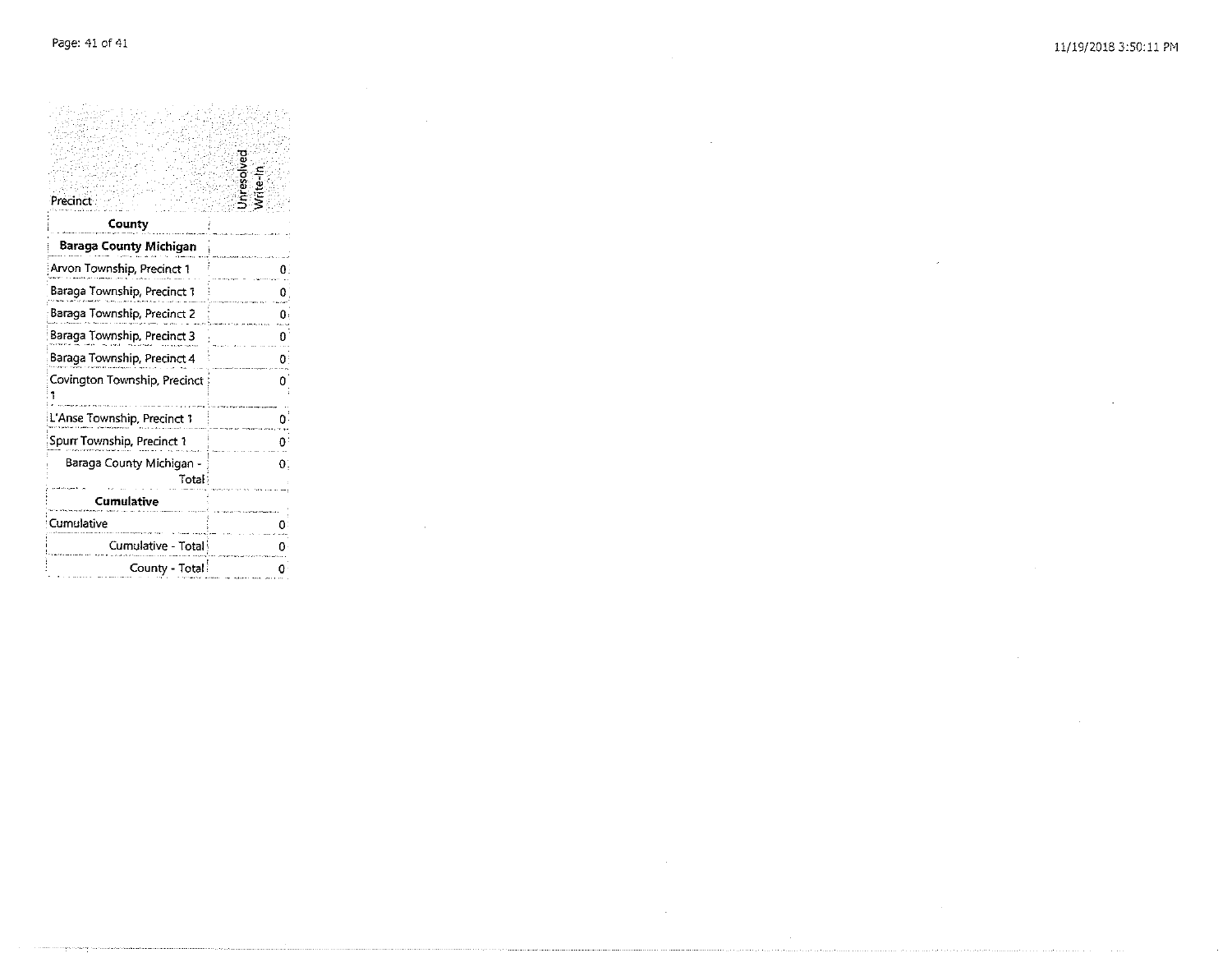| Precinct | Unresolved Write-In |
|---|---|
| **County** | |
| **Baraga County Michigan** | |
| Arvon Township, Precinct 1 | 0 |
| Baraga Township, Precinct 1 | 0 |
| Baraga Township, Precinct 2 | 0 |
| Baraga Township, Precinct 3 | 0 |
| Baraga Township, Precinct 4 | 0 |
| Covington Township, Precinct 1 | 0 |
| L'Anse Township, Precinct 1 | 0 |
| Spurr Township, Precinct 1 | 0 |
| Baraga County Michigan - Total | 0 |
| **Cumulative** | |
| Cumulative | 0 |
| Cumulative - Total | 0 |
| County - Total | 0 |